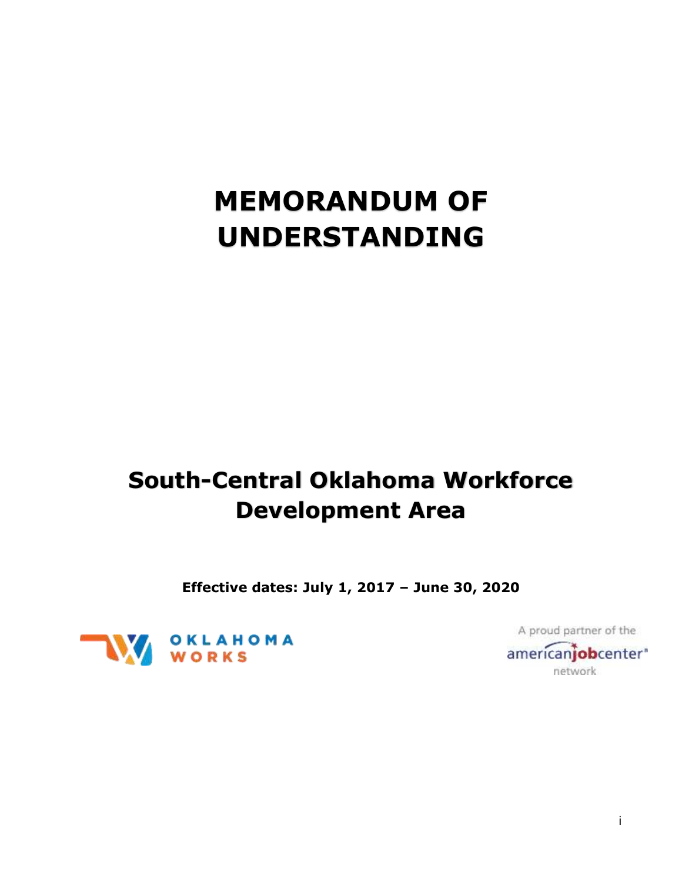# MEMORANDUM OF UNDERSTANDING

## South-Central Oklahoma Workforce Development Area

**Effective dates: July 1, 2017 – June 30, 2020**

OKLAHOMA WORKS

A proud partner of the americanjobcenter network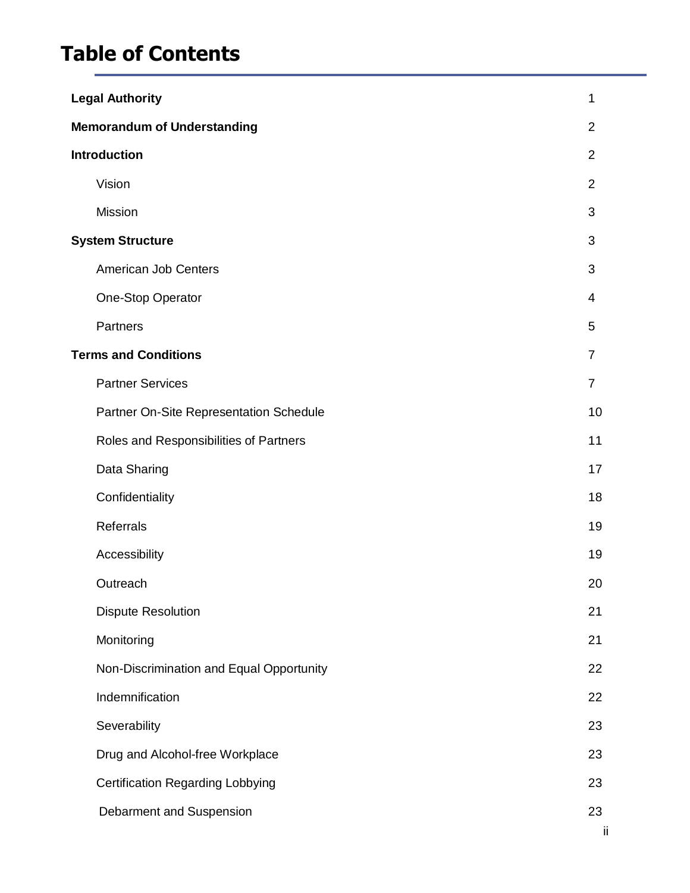# Table of Contents

| | |
|---|---|
| **Legal Authority** | 1 |
| **Memorandum of Understanding** | 2 |
| **Introduction** | 2 |
| Vision | 2 |
| Mission | 3 |
| **System Structure** | 3 |
| American Job Centers | 3 |
| One-Stop Operator | 4 |
| Partners | 5 |
| **Terms and Conditions** | 7 |
| Partner Services | 7 |
| Partner On-Site Representation Schedule | 10 |
| Roles and Responsibilities of Partners | 11 |
| Data Sharing | 17 |
| Confidentiality | 18 |
| Referrals | 19 |
| Accessibility | 19 |
| Outreach | 20 |
| Dispute Resolution | 21 |
| Monitoring | 21 |
| Non-Discrimination and Equal Opportunity | 22 |
| Indemnification | 22 |
| Severability | 23 |
| Drug and Alcohol-free Workplace | 23 |
| Certification Regarding Lobbying | 23 |
| Debarment and Suspension | 23 |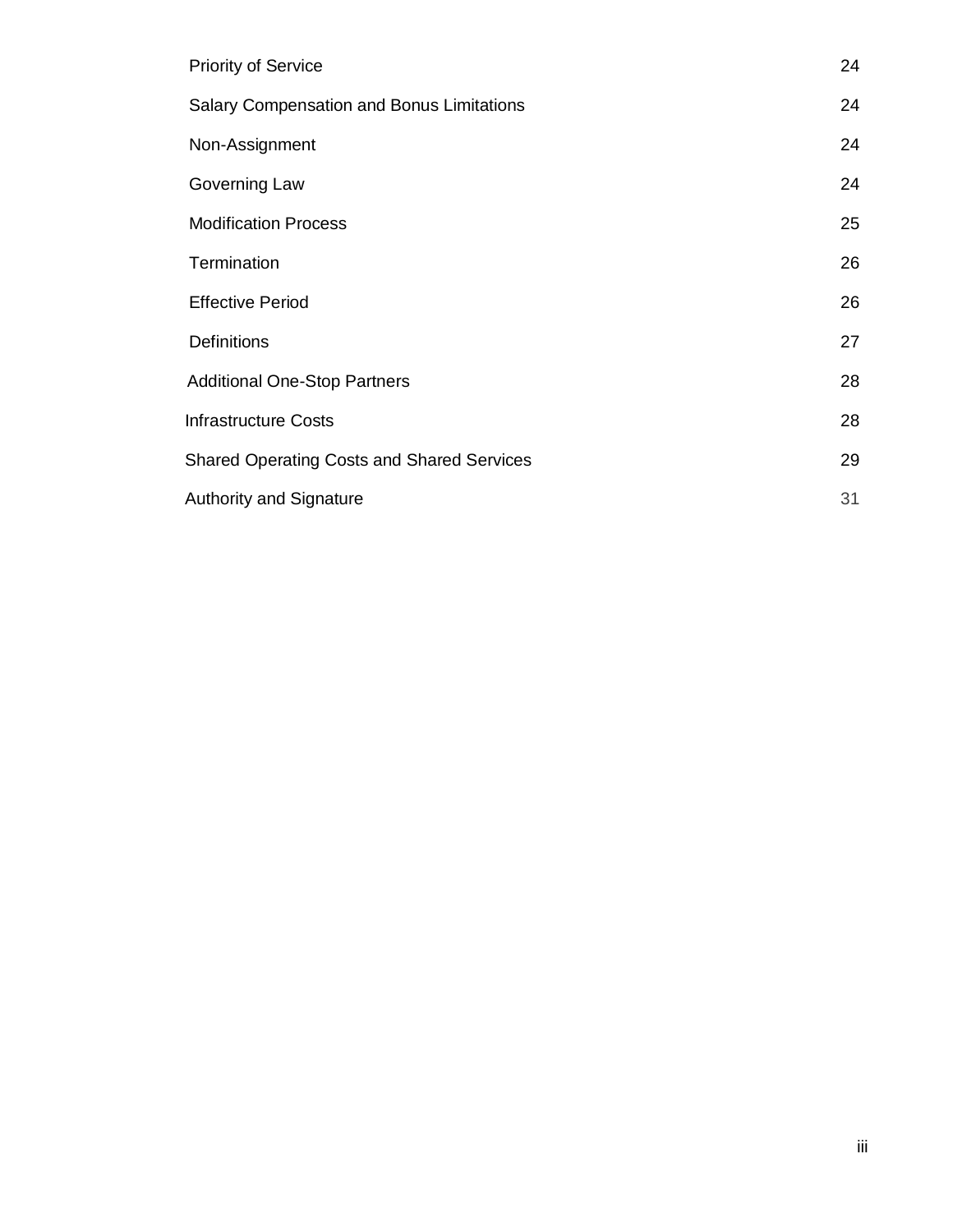| | |
|---|---|
| Priority of Service | 24 |
| Salary Compensation and Bonus Limitations | 24 |
| Non-Assignment | 24 |
| Governing Law | 24 |
| Modification Process | 25 |
| Termination | 26 |
| Effective Period | 26 |
| Definitions | 27 |
| Additional One-Stop Partners | 28 |
| Infrastructure Costs | 28 |
| Shared Operating Costs and Shared Services | 29 |
| Authority and Signature | 31 |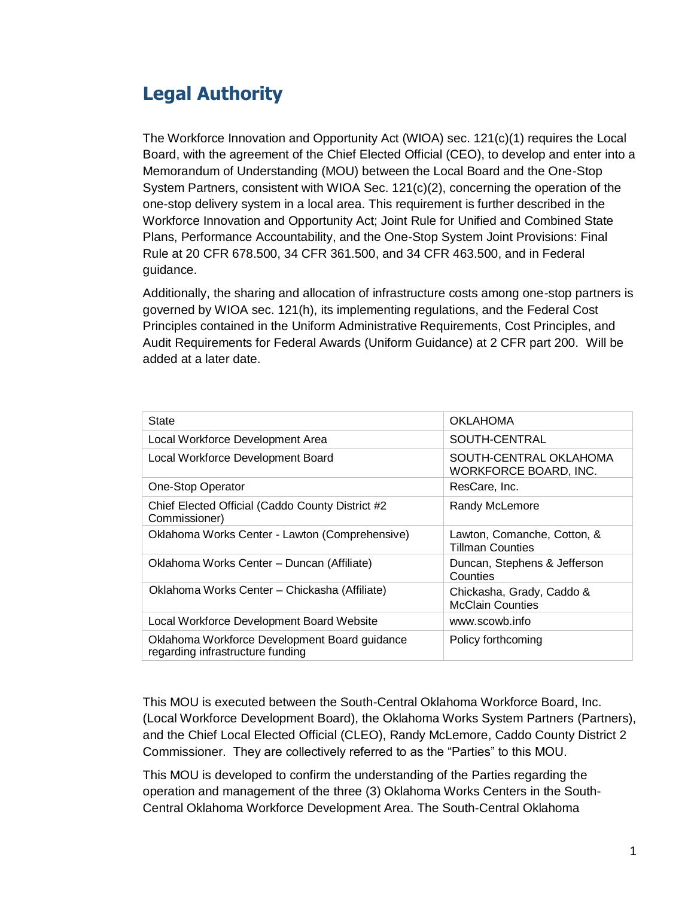## Legal Authority

The Workforce Innovation and Opportunity Act (WIOA) sec. 121(c)(1) requires the Local Board, with the agreement of the Chief Elected Official (CEO), to develop and enter into a Memorandum of Understanding (MOU) between the Local Board and the One-Stop System Partners, consistent with WIOA Sec. 121(c)(2), concerning the operation of the one-stop delivery system in a local area. This requirement is further described in the Workforce Innovation and Opportunity Act; Joint Rule for Unified and Combined State Plans, Performance Accountability, and the One-Stop System Joint Provisions: Final Rule at 20 CFR 678.500, 34 CFR 361.500, and 34 CFR 463.500, and in Federal guidance.

Additionally, the sharing and allocation of infrastructure costs among one-stop partners is governed by WIOA sec. 121(h), its implementing regulations, and the Federal Cost Principles contained in the Uniform Administrative Requirements, Cost Principles, and Audit Requirements for Federal Awards (Uniform Guidance) at 2 CFR part 200. Will be added at a later date.

| | |
|---|---|
| State | OKLAHOMA |
| Local Workforce Development Area | SOUTH-CENTRAL |
| Local Workforce Development Board | SOUTH-CENTRAL OKLAHOMA WORKFORCE BOARD, INC. |
| One-Stop Operator | ResCare, Inc. |
| Chief Elected Official (Caddo County District #2 Commissioner) | Randy McLemore |
| Oklahoma Works Center - Lawton (Comprehensive) | Lawton, Comanche, Cotton, & Tillman Counties |
| Oklahoma Works Center – Duncan (Affiliate) | Duncan, Stephens & Jefferson Counties |
| Oklahoma Works Center – Chickasha (Affiliate) | Chickasha, Grady, Caddo & McClain Counties |
| Local Workforce Development Board Website | www.scowb.info |
| Oklahoma Workforce Development Board guidance regarding infrastructure funding | Policy forthcoming |

This MOU is executed between the South-Central Oklahoma Workforce Board, Inc. (Local Workforce Development Board), the Oklahoma Works System Partners (Partners), and the Chief Local Elected Official (CLEO), Randy McLemore, Caddo County District 2 Commissioner. They are collectively referred to as the "Parties" to this MOU.

This MOU is developed to confirm the understanding of the Parties regarding the operation and management of the three (3) Oklahoma Works Centers in the South-Central Oklahoma Workforce Development Area. The South-Central Oklahoma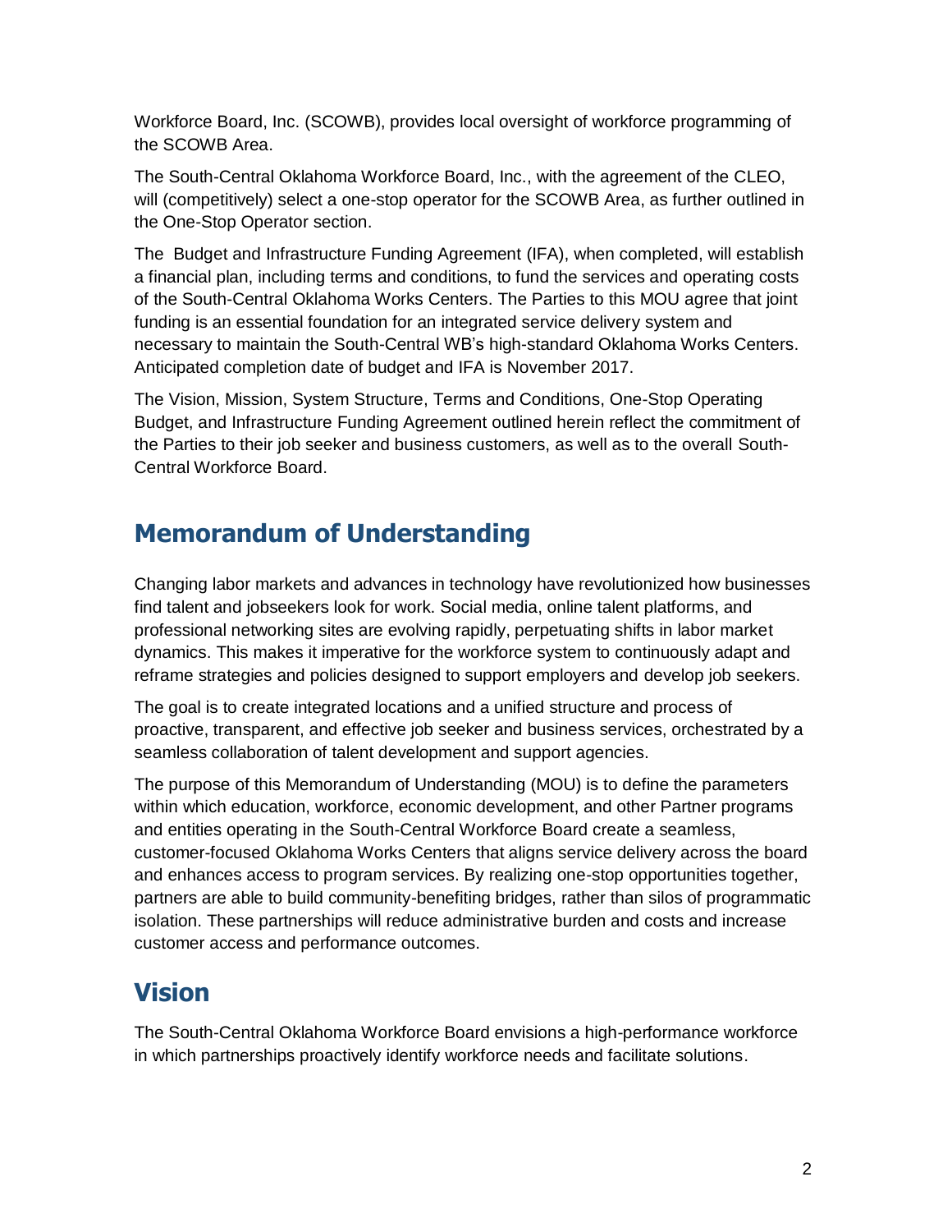Workforce Board, Inc. (SCOWB), provides local oversight of workforce programming of the SCOWB Area.

The South-Central Oklahoma Workforce Board, Inc., with the agreement of the CLEO, will (competitively) select a one-stop operator for the SCOWB Area, as further outlined in the One-Stop Operator section.

The Budget and Infrastructure Funding Agreement (IFA), when completed, will establish a financial plan, including terms and conditions, to fund the services and operating costs of the South-Central Oklahoma Works Centers. The Parties to this MOU agree that joint funding is an essential foundation for an integrated service delivery system and necessary to maintain the South-Central WB's high-standard Oklahoma Works Centers. Anticipated completion date of budget and IFA is November 2017.

The Vision, Mission, System Structure, Terms and Conditions, One-Stop Operating Budget, and Infrastructure Funding Agreement outlined herein reflect the commitment of the Parties to their job seeker and business customers, as well as to the overall South-Central Workforce Board.

## Memorandum of Understanding

Changing labor markets and advances in technology have revolutionized how businesses find talent and jobseekers look for work. Social media, online talent platforms, and professional networking sites are evolving rapidly, perpetuating shifts in labor market dynamics. This makes it imperative for the workforce system to continuously adapt and reframe strategies and policies designed to support employers and develop job seekers.

The goal is to create integrated locations and a unified structure and process of proactive, transparent, and effective job seeker and business services, orchestrated by a seamless collaboration of talent development and support agencies.

The purpose of this Memorandum of Understanding (MOU) is to define the parameters within which education, workforce, economic development, and other Partner programs and entities operating in the South-Central Workforce Board create a seamless, customer-focused Oklahoma Works Centers that aligns service delivery across the board and enhances access to program services. By realizing one-stop opportunities together, partners are able to build community-benefiting bridges, rather than silos of programmatic isolation. These partnerships will reduce administrative burden and costs and increase customer access and performance outcomes.

## Vision

The South-Central Oklahoma Workforce Board envisions a high-performance workforce in which partnerships proactively identify workforce needs and facilitate solutions.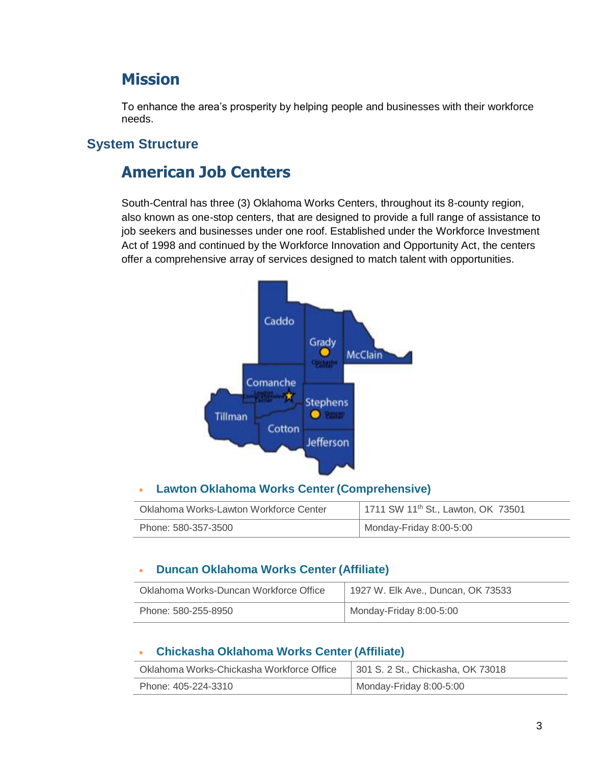## Mission

To enhance the area's prosperity by helping people and businesses with their workforce needs.

# System Structure

## American Job Centers

South-Central has three (3) Oklahoma Works Centers, throughout its 8-county region, also known as one-stop centers, that are designed to provide a full range of assistance to job seekers and businesses under one roof. Established under the Workforce Investment Act of 1998 and continued by the Workforce Innovation and Opportunity Act, the centers offer a comprehensive array of services designed to match talent with opportunities.

- **Lawton Oklahoma Works Center (Comprehensive)**

| Oklahoma Works-Lawton Workforce Center | 1711 SW 11th St., Lawton, OK 73501 |
|---|---|
| Phone: 580-357-3500 | Monday-Friday 8:00-5:00 |

- **Duncan Oklahoma Works Center (Affiliate)**

| Oklahoma Works-Duncan Workforce Office | 1927 W. Elk Ave., Duncan, OK 73533 |
|---|---|
| Phone: 580-255-8950 | Monday-Friday 8:00-5:00 |

- **Chickasha Oklahoma Works Center (Affiliate)**

| Oklahoma Works-Chickasha Workforce Office | 301 S. 2 St., Chickasha, OK 73018 |
|---|---|
| Phone: 405-224-3310 | Monday-Friday 8:00-5:00 |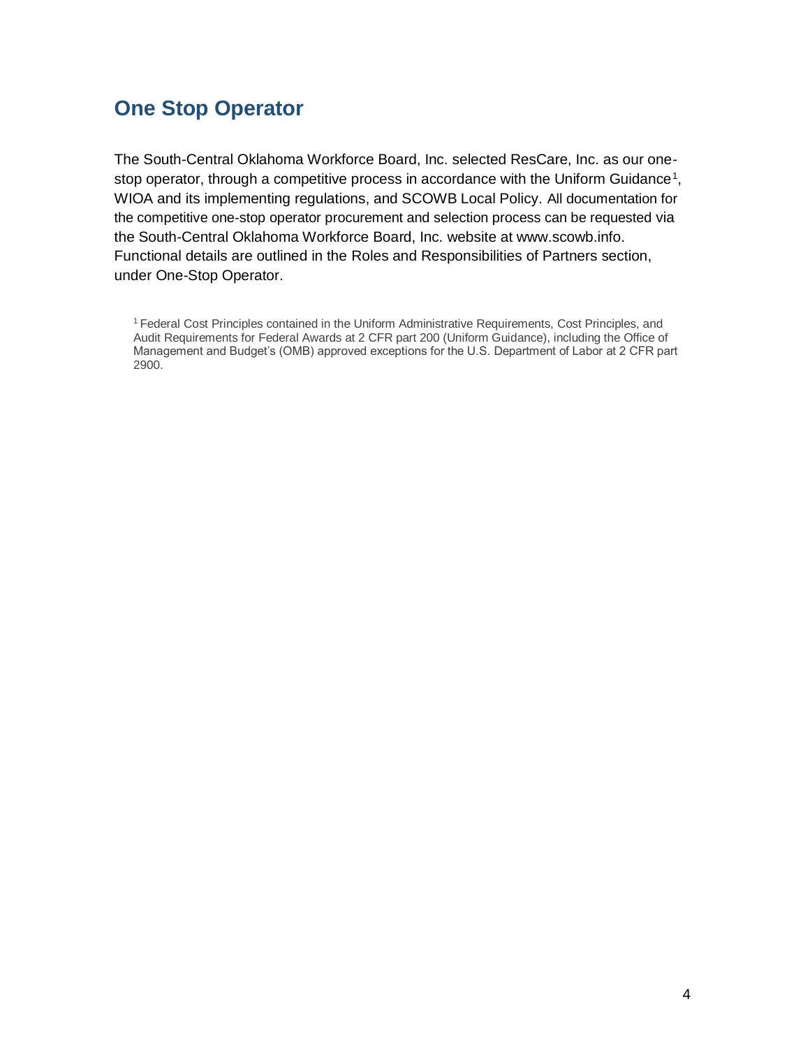## One Stop Operator

The South-Central Oklahoma Workforce Board, Inc. selected ResCare, Inc. as our one-stop operator, through a competitive process in accordance with the Uniform Guidance[1], WIOA and its implementing regulations, and SCOWB Local Policy. All documentation for the competitive one-stop operator procurement and selection process can be requested via the South-Central Oklahoma Workforce Board, Inc. website at www.scowb.info. Functional details are outlined in the Roles and Responsibilities of Partners section, under One-Stop Operator.

[1] Federal Cost Principles contained in the Uniform Administrative Requirements, Cost Principles, and Audit Requirements for Federal Awards at 2 CFR part 200 (Uniform Guidance), including the Office of Management and Budget's (OMB) approved exceptions for the U.S. Department of Labor at 2 CFR part 2900.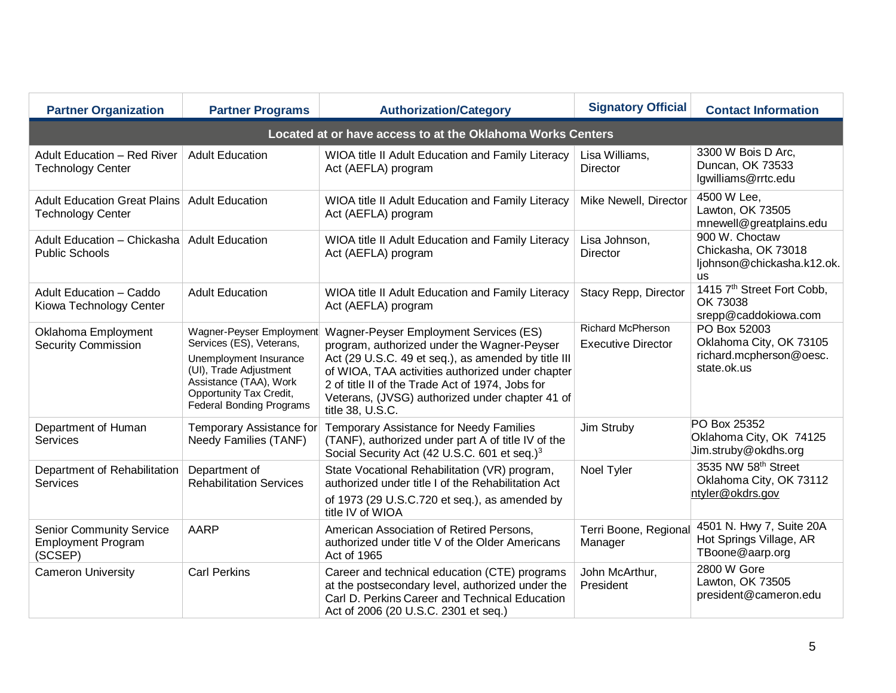| Partner Organization | Partner Programs | Authorization/Category | Signatory Official | Contact Information |
|---|---|---|---|---|
| **Located at or have access to at the Oklahoma Works Centers** | | | | |
| Adult Education – Red River Technology Center | Adult Education | WIOA title II Adult Education and Family Literacy Act (AEFLA) program | Lisa Williams, Director | 3300 W Bois D Arc, Duncan, OK 73533 lgwilliams@rrtc.edu |
| Adult Education Great Plains Technology Center | Adult Education | WIOA title II Adult Education and Family Literacy Act (AEFLA) program | Mike Newell, Director | 4500 W Lee, Lawton, OK 73505 mnewell@greatplains.edu |
| Adult Education – Chickasha Public Schools | Adult Education | WIOA title II Adult Education and Family Literacy Act (AEFLA) program | Lisa Johnson, Director | 900 W. Choctaw Chickasha, OK 73018 ljohnson@chickasha.k12.ok.us |
| Adult Education – Caddo Kiowa Technology Center | Adult Education | WIOA title II Adult Education and Family Literacy Act (AEFLA) program | Stacy Repp, Director | 1415 7th Street Fort Cobb, OK 73038 srepp@caddokiowa.com |
| Oklahoma Employment Security Commission | Wagner-Peyser Employment Services (ES), Veterans, Unemployment Insurance (UI), Trade Adjustment Assistance (TAA), Work Opportunity Tax Credit, Federal Bonding Programs | Wagner-Peyser Employment Services (ES) program, authorized under the Wagner-Peyser Act (29 U.S.C. 49 et seq.), as amended by title III of WIOA, TAA activities authorized under chapter 2 of title II of the Trade Act of 1974, Jobs for Veterans, (JVSG) authorized under chapter 41 of title 38, U.S.C. | Richard McPherson Executive Director | PO Box 52003 Oklahoma City, OK 73105 richard.mcpherson@oesc.state.ok.us |
| Department of Human Services | Temporary Assistance for Needy Families (TANF) | Temporary Assistance for Needy Families (TANF), authorized under part A of title IV of the Social Security Act (42 U.S.C. 601 et seq.)[3] | Jim Struby | PO Box 25352 Oklahoma City, OK 74125 Jim.struby@okdhs.org |
| Department of Rehabilitation Services | Department of Rehabilitation Services | State Vocational Rehabilitation (VR) program, authorized under title I of the Rehabilitation Act of 1973 (29 U.S.C.720 et seq.), as amended by title IV of WIOA | Noel Tyler | 3535 NW 58th Street Oklahoma City, OK 73112 ntyler@okdrs.gov |
| Senior Community Service Employment Program (SCSEP) | AARP | American Association of Retired Persons, authorized under title V of the Older Americans Act of 1965 | Terri Boone, Regional Manager | 4501 N. Hwy 7, Suite 20A Hot Springs Village, AR TBoone@aarp.org |
| Cameron University | Carl Perkins | Career and technical education (CTE) programs at the postsecondary level, authorized under the Carl D. Perkins Career and Technical Education Act of 2006 (20 U.S.C. 2301 et seq.) | John McArthur, President | 2800 W Gore Lawton, OK 73505 president@cameron.edu |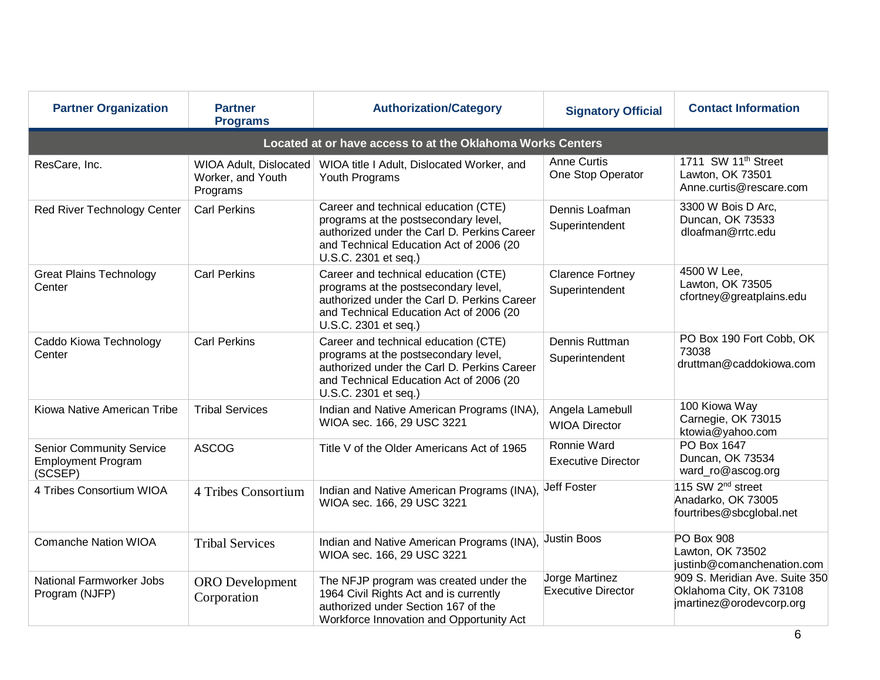| Partner Organization | Partner Programs | Authorization/Category | Signatory Official | Contact Information |
|---|---|---|---|---|
| **Located at or have access to at the Oklahoma Works Centers** | | | | |
| ResCare, Inc. | WIOA Adult, Dislocated Worker, and Youth Programs | WIOA title I Adult, Dislocated Worker, and Youth Programs | Anne Curtis<br>One Stop Operator | 1711 SW 11th Street<br>Lawton, OK 73501<br>Anne.curtis@rescare.com |
| Red River Technology Center | Carl Perkins | Career and technical education (CTE) programs at the postsecondary level, authorized under the Carl D. Perkins Career and Technical Education Act of 2006 (20 U.S.C. 2301 et seq.) | Dennis Loafman<br>Superintendent | 3300 W Bois D Arc,<br>Duncan, OK 73533<br>dloafman@rrtc.edu |
| Great Plains Technology Center | Carl Perkins | Career and technical education (CTE) programs at the postsecondary level, authorized under the Carl D. Perkins Career and Technical Education Act of 2006 (20 U.S.C. 2301 et seq.) | Clarence Fortney<br>Superintendent | 4500 W Lee,<br>Lawton, OK 73505<br>cfortney@greatplains.edu |
| Caddo Kiowa Technology Center | Carl Perkins | Career and technical education (CTE) programs at the postsecondary level, authorized under the Carl D. Perkins Career and Technical Education Act of 2006 (20 U.S.C. 2301 et seq.) | Dennis Ruttman<br>Superintendent | PO Box 190 Fort Cobb, OK 73038<br>druttman@caddokiowa.com |
| Kiowa Native American Tribe | Tribal Services | Indian and Native American Programs (INA), WIOA sec. 166, 29 USC 3221 | Angela Lamebull<br>WIOA Director | 100 Kiowa Way<br>Carnegie, OK 73015<br>ktowia@yahoo.com |
| Senior Community Service Employment Program (SCSEP) | ASCOG | Title V of the Older Americans Act of 1965 | Ronnie Ward<br>Executive Director | PO Box 1647<br>Duncan, OK 73534<br>ward_ro@ascog.org |
| 4 Tribes Consortium WIOA | 4 Tribes Consortium | Indian and Native American Programs (INA), WIOA sec. 166, 29 USC 3221 | Jeff Foster | 115 SW 2nd street<br>Anadarko, OK 73005<br>fourtribes@sbcglobal.net |
| Comanche Nation WIOA | Tribal Services | Indian and Native American Programs (INA), WIOA sec. 166, 29 USC 3221 | Justin Boos | PO Box 908<br>Lawton, OK 73502<br>justinb@comanchenation.com |
| National Farmworker Jobs Program (NJFP) | ORO Development Corporation | The NFJP program was created under the 1964 Civil Rights Act and is currently authorized under Section 167 of the Workforce Innovation and Opportunity Act | Jorge Martinez<br>Executive Director | 909 S. Meridian Ave. Suite 350<br>Oklahoma City, OK 73108<br>jmartinez@orodevcorp.org |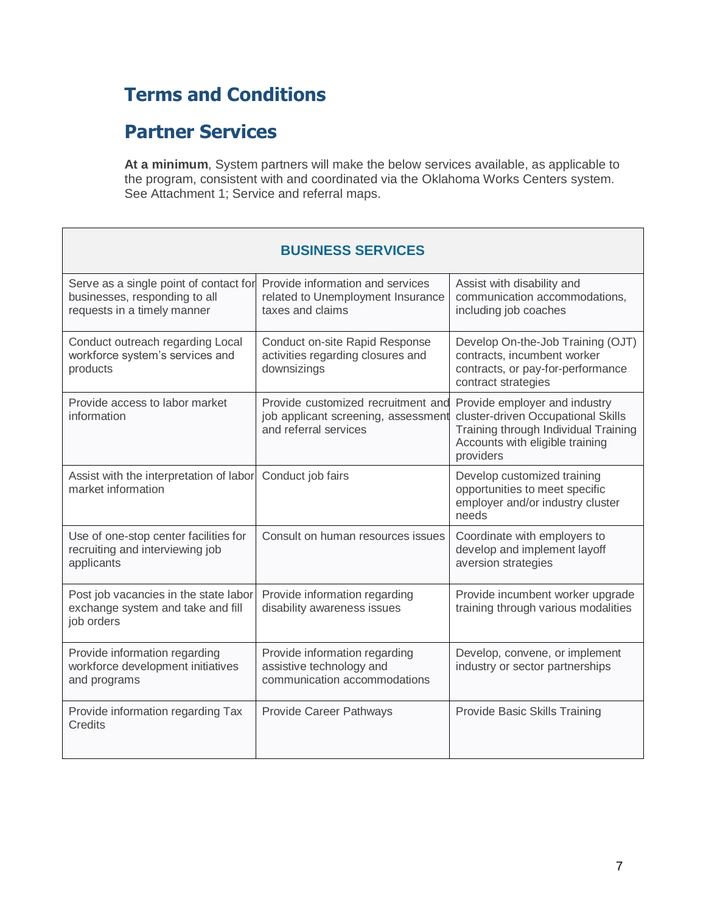# Terms and Conditions

# Partner Services

**At a minimum**, System partners will make the below services available, as applicable to the program, consistent with and coordinated via the Oklahoma Works Centers system. See Attachment 1; Service and referral maps.

| BUSINESS SERVICES | | |
|---|---|---|
| Serve as a single point of contact for businesses, responding to all requests in a timely manner | Provide information and services related to Unemployment Insurance taxes and claims | Assist with disability and communication accommodations, including job coaches |
| Conduct outreach regarding Local workforce system's services and products | Conduct on-site Rapid Response activities regarding closures and downsizings | Develop On-the-Job Training (OJT) contracts, incumbent worker contracts, or pay-for-performance contract strategies |
| Provide access to labor market information | Provide customized recruitment and job applicant screening, assessment and referral services | Provide employer and industry cluster-driven Occupational Skills Training through Individual Training Accounts with eligible training providers |
| Assist with the interpretation of labor market information | Conduct job fairs | Develop customized training opportunities to meet specific employer and/or industry cluster needs |
| Use of one-stop center facilities for recruiting and interviewing job applicants | Consult on human resources issues | Coordinate with employers to develop and implement layoff aversion strategies |
| Post job vacancies in the state labor exchange system and take and fill job orders | Provide information regarding disability awareness issues | Provide incumbent worker upgrade training through various modalities |
| Provide information regarding workforce development initiatives and programs | Provide information regarding assistive technology and communication accommodations | Develop, convene, or implement industry or sector partnerships |
| Provide information regarding Tax Credits | Provide Career Pathways | Provide Basic Skills Training |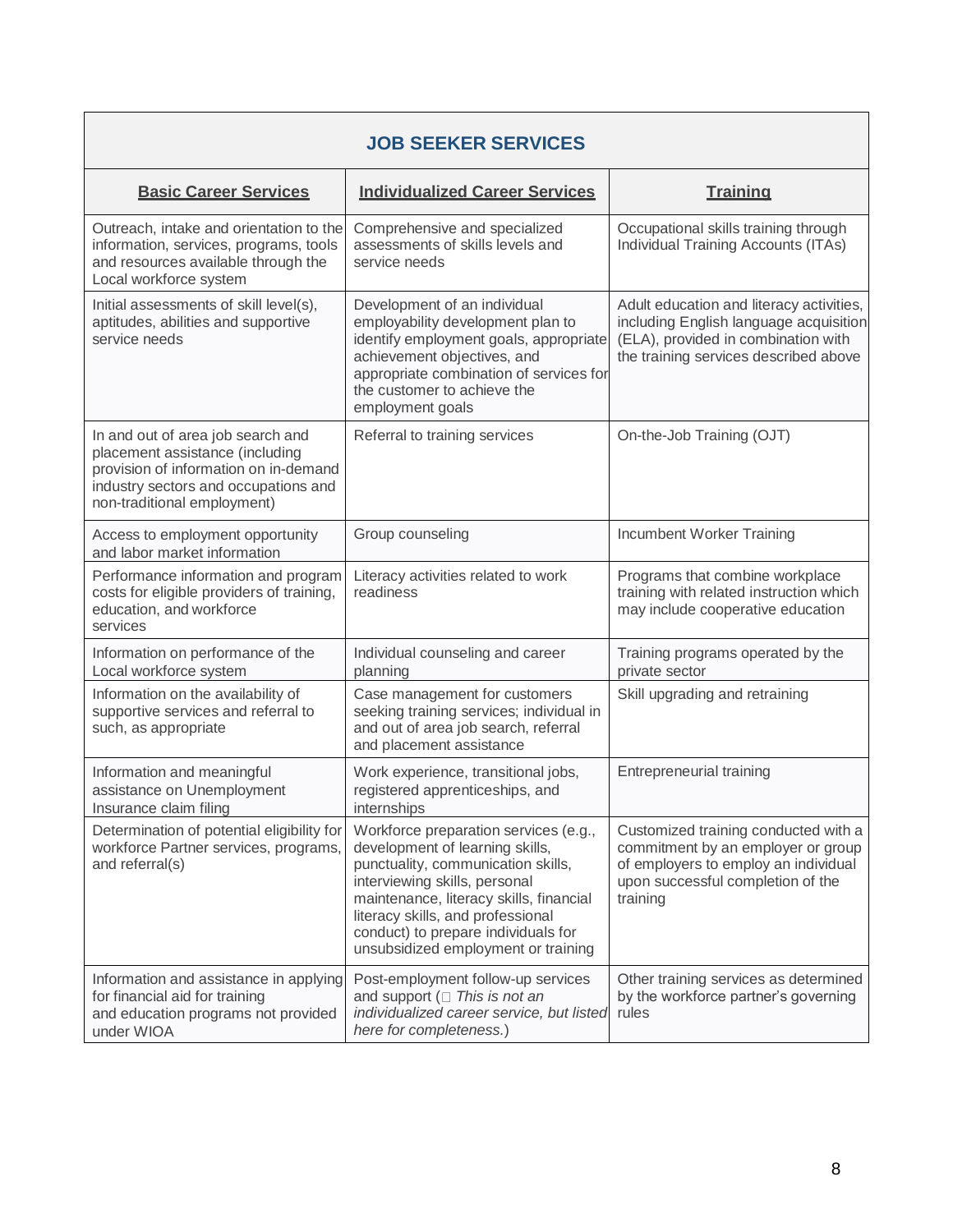| JOB SEEKER SERVICES | | |
|---|---|---|
| **Basic Career Services** | **Individualized Career Services** | **Training** |
| Outreach, intake and orientation to the information, services, programs, tools and resources available through the Local workforce system | Comprehensive and specialized assessments of skills levels and service needs | Occupational skills training through Individual Training Accounts (ITAs) |
| Initial assessments of skill level(s), aptitudes, abilities and supportive service needs | Development of an individual employability development plan to identify employment goals, appropriate achievement objectives, and appropriate combination of services for the customer to achieve the employment goals | Adult education and literacy activities, including English language acquisition (ELA), provided in combination with the training services described above |
| In and out of area job search and placement assistance (including provision of information on in-demand industry sectors and occupations and non-traditional employment) | Referral to training services | On-the-Job Training (OJT) |
| Access to employment opportunity and labor market information | Group counseling | Incumbent Worker Training |
| Performance information and program costs for eligible providers of training, education, and workforce services | Literacy activities related to work readiness | Programs that combine workplace training with related instruction which may include cooperative education |
| Information on performance of the Local workforce system | Individual counseling and career planning | Training programs operated by the private sector |
| Information on the availability of supportive services and referral to such, as appropriate | Case management for customers seeking training services; individual in and out of area job search, referral and placement assistance | Skill upgrading and retraining |
| Information and meaningful assistance on Unemployment Insurance claim filing | Work experience, transitional jobs, registered apprenticeships, and internships | Entrepreneurial training |
| Determination of potential eligibility for workforce Partner services, programs, and referral(s) | Workforce preparation services (e.g., development of learning skills, punctuality, communication skills, interviewing skills, personal maintenance, literacy skills, financial literacy skills, and professional conduct) to prepare individuals for unsubsidized employment or training | Customized training conducted with a commitment by an employer or group of employers to employ an individual upon successful completion of the training |
| Information and assistance in applying for financial aid for training and education programs not provided under WIOA | Post-employment follow-up services and support (□ *This is not an individualized career service, but listed here for completeness.*) | Other training services as determined by the workforce partner's governing rules |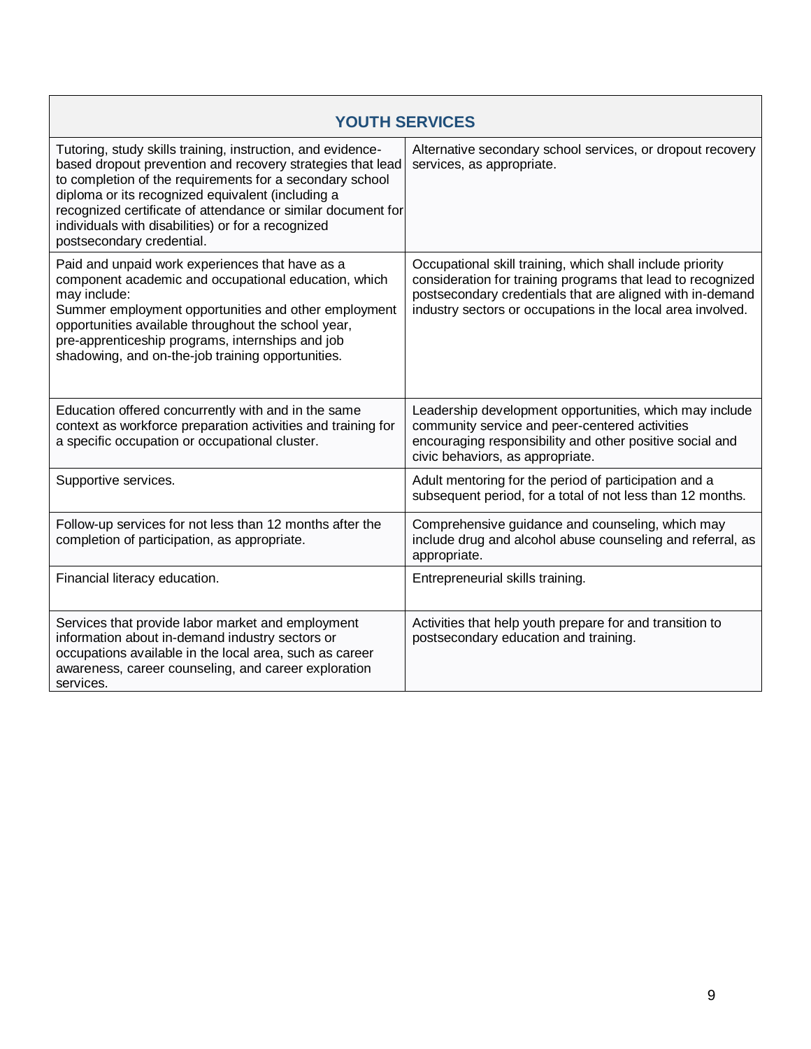| YOUTH SERVICES | |
|---|---|
| Tutoring, study skills training, instruction, and evidence-based dropout prevention and recovery strategies that lead to completion of the requirements for a secondary school diploma or its recognized equivalent (including a recognized certificate of attendance or similar document for individuals with disabilities) or for a recognized postsecondary credential. | Alternative secondary school services, or dropout recovery services, as appropriate. |
| Paid and unpaid work experiences that have as a component academic and occupational education, which may include: Summer employment opportunities and other employment opportunities available throughout the school year, pre-apprenticeship programs, internships and job shadowing, and on-the-job training opportunities. | Occupational skill training, which shall include priority consideration for training programs that lead to recognized postsecondary credentials that are aligned with in-demand industry sectors or occupations in the local area involved. |
| Education offered concurrently with and in the same context as workforce preparation activities and training for a specific occupation or occupational cluster. | Leadership development opportunities, which may include community service and peer-centered activities encouraging responsibility and other positive social and civic behaviors, as appropriate. |
| Supportive services. | Adult mentoring for the period of participation and a subsequent period, for a total of not less than 12 months. |
| Follow-up services for not less than 12 months after the completion of participation, as appropriate. | Comprehensive guidance and counseling, which may include drug and alcohol abuse counseling and referral, as appropriate. |
| Financial literacy education. | Entrepreneurial skills training. |
| Services that provide labor market and employment information about in-demand industry sectors or occupations available in the local area, such as career awareness, career counseling, and career exploration services. | Activities that help youth prepare for and transition to postsecondary education and training. |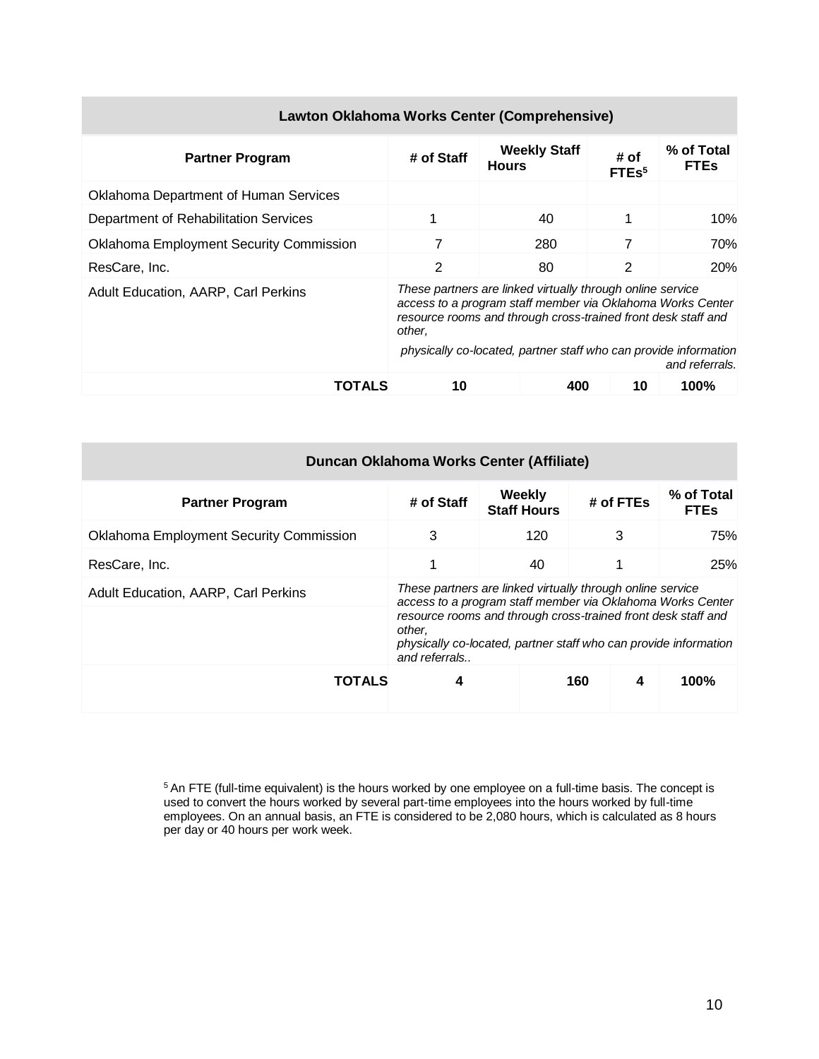| Lawton Oklahoma Works Center (Comprehensive) | | | | |
|---|---|---|---|---|
| **Partner Program** | **# of Staff** | **Weekly Staff Hours** | **# of FTEs[5]** | **% of Total FTEs** |
| Oklahoma Department of Human Services | | | | |
| Department of Rehabilitation Services | 1 | 40 | 1 | 10% |
| Oklahoma Employment Security Commission | 7 | 280 | 7 | 70% |
| ResCare, Inc. | 2 | 80 | 2 | 20% |
| Adult Education, AARP, Carl Perkins | *These partners are linked virtually through online service access to a program staff member via Oklahoma Works Center resource rooms and through cross-trained front desk staff and other, physically co-located, partner staff who can provide information and referrals.* | | | |
| **TOTALS** | **10** | **400** | **10** | **100%** |

| Duncan Oklahoma Works Center (Affiliate) | | | | |
|---|---|---|---|---|
| **Partner Program** | **# of Staff** | **Weekly Staff Hours** | **# of FTEs** | **% of Total FTEs** |
| Oklahoma Employment Security Commission | 3 | 120 | 3 | 75% |
| ResCare, Inc. | 1 | 40 | 1 | 25% |
| Adult Education, AARP, Carl Perkins | *These partners are linked virtually through online service access to a program staff member via Oklahoma Works Center resource rooms and through cross-trained front desk staff and other, physically co-located, partner staff who can provide information and referrals..* | | | |
| **TOTALS** | **4** | **160** | **4** | **100%** |

[5] An FTE (full-time equivalent) is the hours worked by one employee on a full-time basis. The concept is used to convert the hours worked by several part-time employees into the hours worked by full-time employees. On an annual basis, an FTE is considered to be 2,080 hours, which is calculated as 8 hours per day or 40 hours per work week.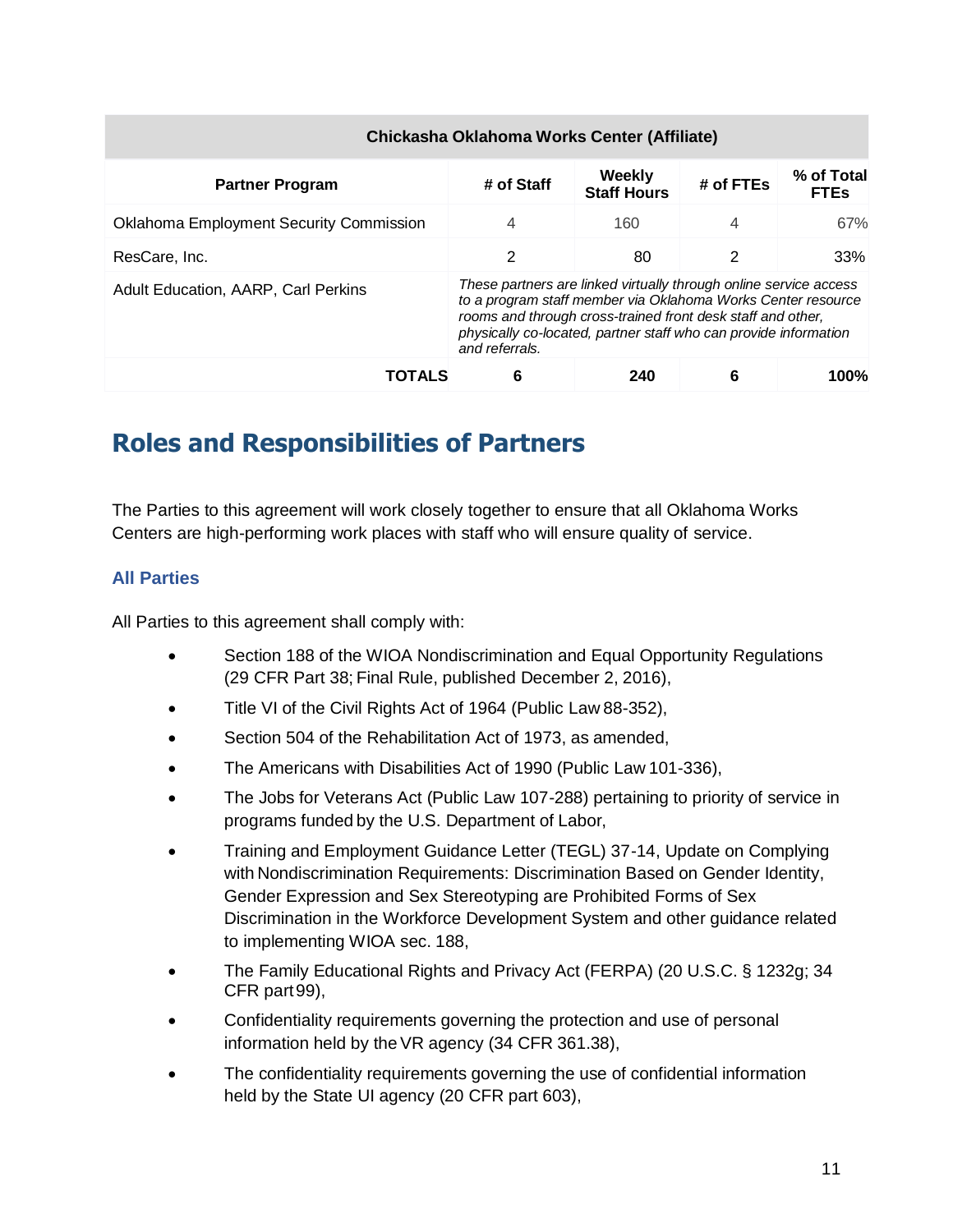| Chickasha Oklahoma Works Center (Affiliate) | | | | |
|---|---|---|---|---|
| **Partner Program** | **# of Staff** | **Weekly Staff Hours** | **# of FTEs** | **% of Total FTEs** |
| Oklahoma Employment Security Commission | 4 | 160 | 4 | 67% |
| ResCare, Inc. | 2 | 80 | 2 | 33% |
| Adult Education, AARP, Carl Perkins | *These partners are linked virtually through online service access to a program staff member via Oklahoma Works Center resource rooms and through cross-trained front desk staff and other, physically co-located, partner staff who can provide information and referrals.* | | | |
| **TOTALS** | **6** | **240** | **6** | **100%** |

# Roles and Responsibilities of Partners

The Parties to this agreement will work closely together to ensure that all Oklahoma Works Centers are high-performing work places with staff who will ensure quality of service.

### All Parties

All Parties to this agreement shall comply with:

- Section 188 of the WIOA Nondiscrimination and Equal Opportunity Regulations (29 CFR Part 38; Final Rule, published December 2, 2016),
- Title VI of the Civil Rights Act of 1964 (Public Law 88-352),
- Section 504 of the Rehabilitation Act of 1973, as amended,
- The Americans with Disabilities Act of 1990 (Public Law 101-336),
- The Jobs for Veterans Act (Public Law 107-288) pertaining to priority of service in programs funded by the U.S. Department of Labor,
- Training and Employment Guidance Letter (TEGL) 37-14, Update on Complying with Nondiscrimination Requirements: Discrimination Based on Gender Identity, Gender Expression and Sex Stereotyping are Prohibited Forms of Sex Discrimination in the Workforce Development System and other guidance related to implementing WIOA sec. 188,
- The Family Educational Rights and Privacy Act (FERPA) (20 U.S.C. § 1232g; 34 CFR part 99),
- Confidentiality requirements governing the protection and use of personal information held by the VR agency (34 CFR 361.38),
- The confidentiality requirements governing the use of confidential information held by the State UI agency (20 CFR part 603),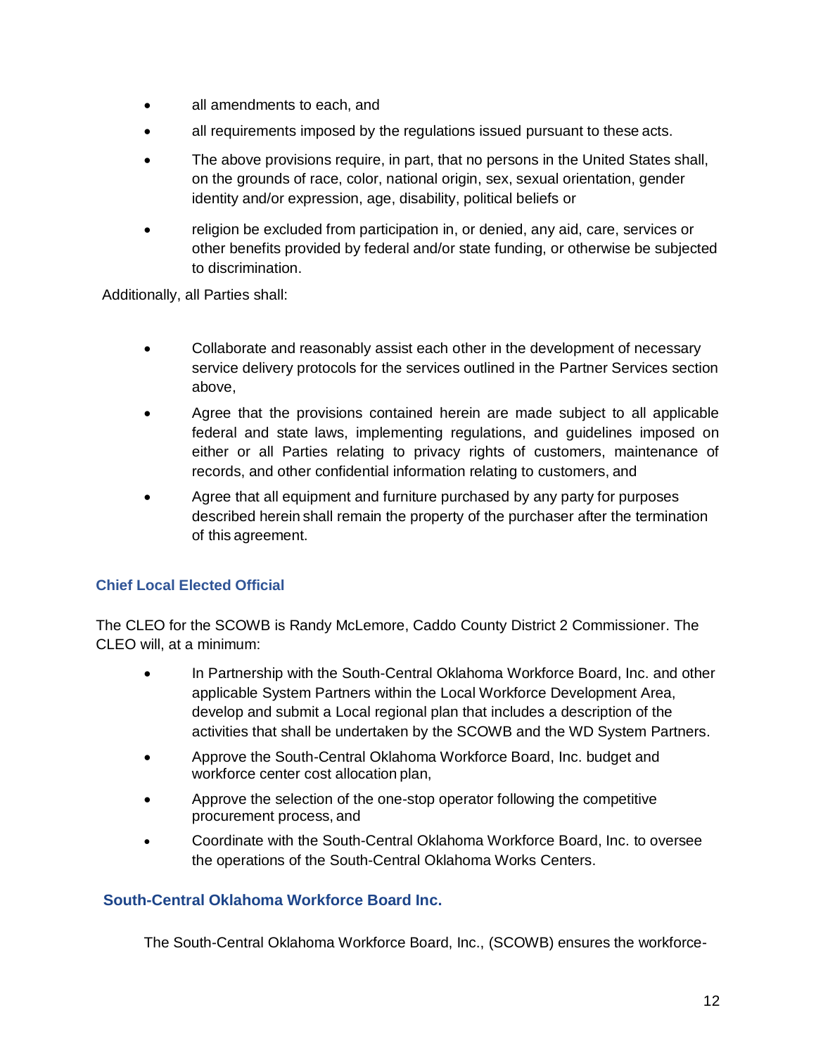- all amendments to each, and
- all requirements imposed by the regulations issued pursuant to these acts.
- The above provisions require, in part, that no persons in the United States shall, on the grounds of race, color, national origin, sex, sexual orientation, gender identity and/or expression, age, disability, political beliefs or
- religion be excluded from participation in, or denied, any aid, care, services or other benefits provided by federal and/or state funding, or otherwise be subjected to discrimination.

Additionally, all Parties shall:

- Collaborate and reasonably assist each other in the development of necessary service delivery protocols for the services outlined in the Partner Services section above,
- Agree that the provisions contained herein are made subject to all applicable federal and state laws, implementing regulations, and guidelines imposed on either or all Parties relating to privacy rights of customers, maintenance of records, and other confidential information relating to customers, and
- Agree that all equipment and furniture purchased by any party for purposes described herein shall remain the property of the purchaser after the termination of this agreement.

## Chief Local Elected Official

The CLEO for the SCOWB is Randy McLemore, Caddo County District 2 Commissioner. The CLEO will, at a minimum:

- In Partnership with the South-Central Oklahoma Workforce Board, Inc. and other applicable System Partners within the Local Workforce Development Area, develop and submit a Local regional plan that includes a description of the activities that shall be undertaken by the SCOWB and the WD System Partners.
- Approve the South-Central Oklahoma Workforce Board, Inc. budget and workforce center cost allocation plan,
- Approve the selection of the one-stop operator following the competitive procurement process, and
- Coordinate with the South-Central Oklahoma Workforce Board, Inc. to oversee the operations of the South-Central Oklahoma Works Centers.

## South-Central Oklahoma Workforce Board Inc.

The South-Central Oklahoma Workforce Board, Inc., (SCOWB) ensures the workforce-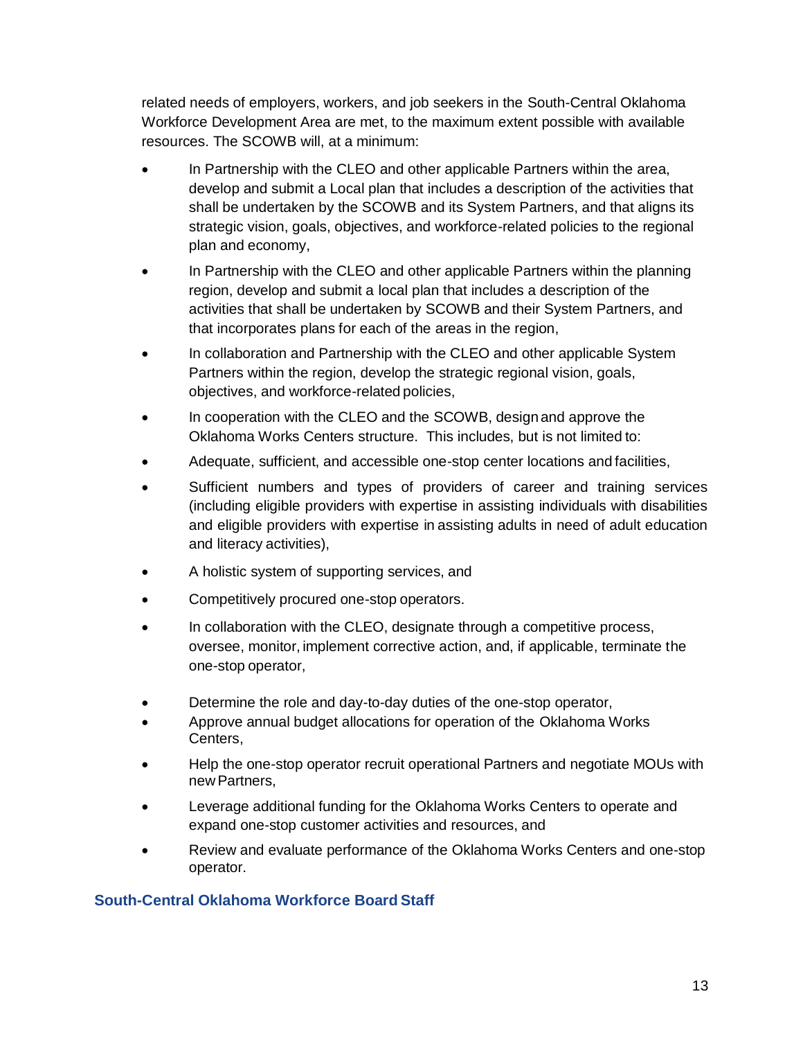related needs of employers, workers, and job seekers in the South-Central Oklahoma Workforce Development Area are met, to the maximum extent possible with available resources. The SCOWB will, at a minimum:

- In Partnership with the CLEO and other applicable Partners within the area, develop and submit a Local plan that includes a description of the activities that shall be undertaken by the SCOWB and its System Partners, and that aligns its strategic vision, goals, objectives, and workforce-related policies to the regional plan and economy,
- In Partnership with the CLEO and other applicable Partners within the planning region, develop and submit a local plan that includes a description of the activities that shall be undertaken by SCOWB and their System Partners, and that incorporates plans for each of the areas in the region,
- In collaboration and Partnership with the CLEO and other applicable System Partners within the region, develop the strategic regional vision, goals, objectives, and workforce-related policies,
- In cooperation with the CLEO and the SCOWB, design and approve the Oklahoma Works Centers structure. This includes, but is not limited to:
- Adequate, sufficient, and accessible one-stop center locations and facilities,
- Sufficient numbers and types of providers of career and training services (including eligible providers with expertise in assisting individuals with disabilities and eligible providers with expertise in assisting adults in need of adult education and literacy activities),
- A holistic system of supporting services, and
- Competitively procured one-stop operators.
- In collaboration with the CLEO, designate through a competitive process, oversee, monitor, implement corrective action, and, if applicable, terminate the one-stop operator,
- Determine the role and day-to-day duties of the one-stop operator,
- Approve annual budget allocations for operation of the Oklahoma Works Centers,
- Help the one-stop operator recruit operational Partners and negotiate MOUs with new Partners,
- Leverage additional funding for the Oklahoma Works Centers to operate and expand one-stop customer activities and resources, and
- Review and evaluate performance of the Oklahoma Works Centers and one-stop operator.

## South-Central Oklahoma Workforce Board Staff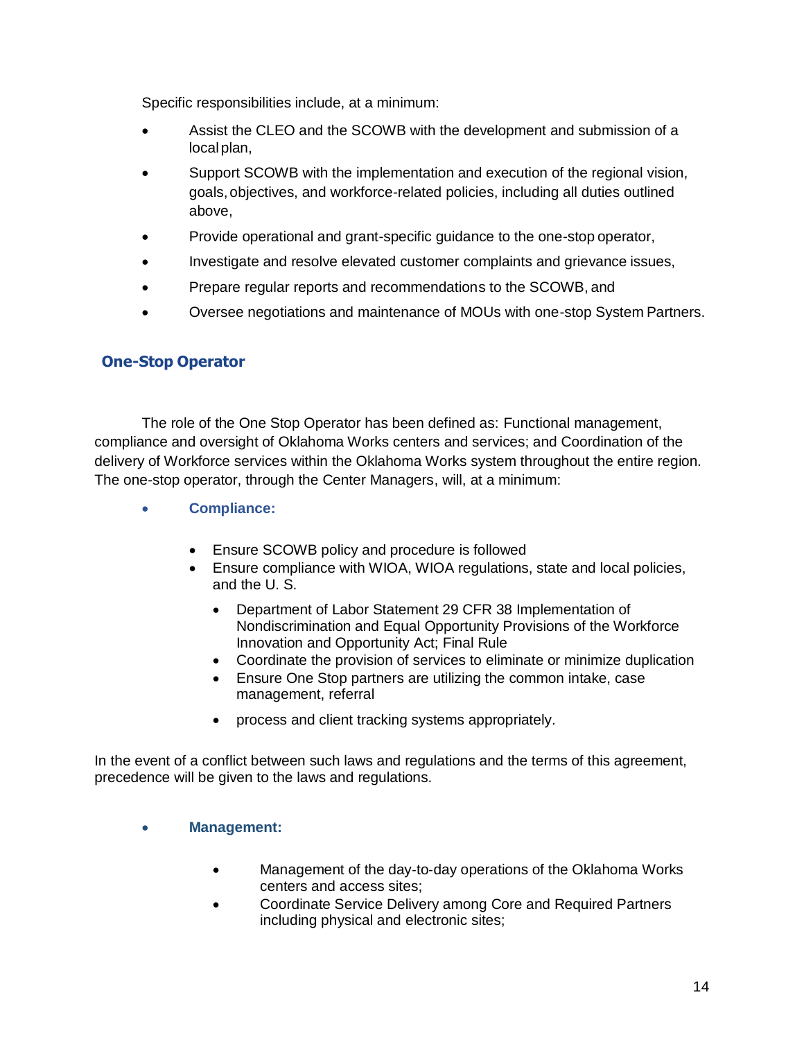Specific responsibilities include, at a minimum:

- Assist the CLEO and the SCOWB with the development and submission of a local plan,
- Support SCOWB with the implementation and execution of the regional vision, goals, objectives, and workforce-related policies, including all duties outlined above,
- Provide operational and grant-specific guidance to the one-stop operator,
- Investigate and resolve elevated customer complaints and grievance issues,
- Prepare regular reports and recommendations to the SCOWB, and
- Oversee negotiations and maintenance of MOUs with one-stop System Partners.

## One-Stop Operator

The role of the One Stop Operator has been defined as: Functional management, compliance and oversight of Oklahoma Works centers and services; and Coordination of the delivery of Workforce services within the Oklahoma Works system throughout the entire region. The one-stop operator, through the Center Managers, will, at a minimum:

- **Compliance:**
  - Ensure SCOWB policy and procedure is followed
  - Ensure compliance with WIOA, WIOA regulations, state and local policies, and the U. S.
    - Department of Labor Statement 29 CFR 38 Implementation of Nondiscrimination and Equal Opportunity Provisions of the Workforce Innovation and Opportunity Act; Final Rule
    - Coordinate the provision of services to eliminate or minimize duplication
    - Ensure One Stop partners are utilizing the common intake, case management, referral
    - process and client tracking systems appropriately.

In the event of a conflict between such laws and regulations and the terms of this agreement, precedence will be given to the laws and regulations.

- **Management:**
  - Management of the day-to-day operations of the Oklahoma Works centers and access sites;
  - Coordinate Service Delivery among Core and Required Partners including physical and electronic sites;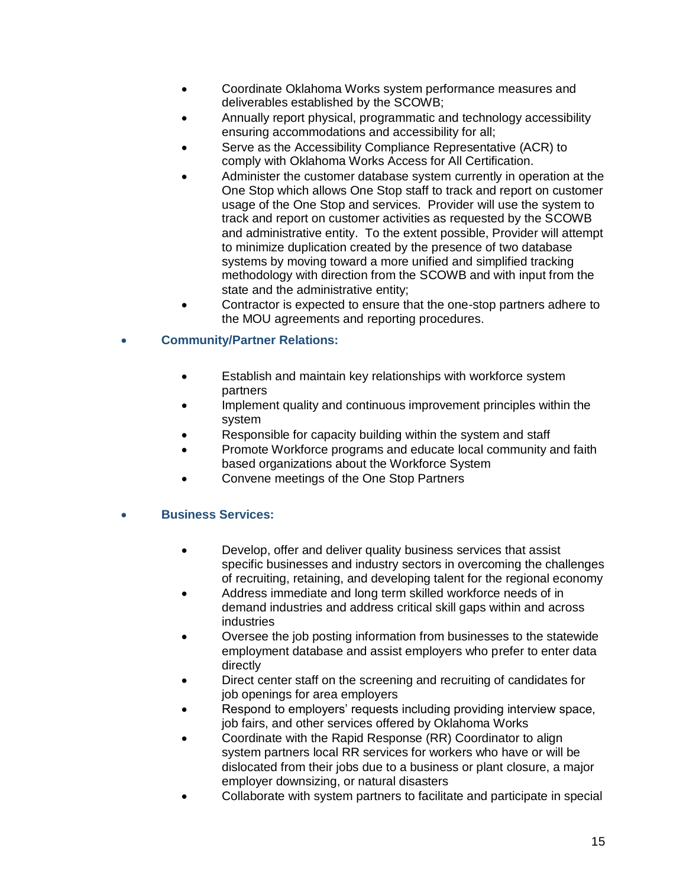- Coordinate Oklahoma Works system performance measures and deliverables established by the SCOWB;
- Annually report physical, programmatic and technology accessibility ensuring accommodations and accessibility for all;
- Serve as the Accessibility Compliance Representative (ACR) to comply with Oklahoma Works Access for All Certification.
- Administer the customer database system currently in operation at the One Stop which allows One Stop staff to track and report on customer usage of the One Stop and services. Provider will use the system to track and report on customer activities as requested by the SCOWB and administrative entity. To the extent possible, Provider will attempt to minimize duplication created by the presence of two database systems by moving toward a more unified and simplified tracking methodology with direction from the SCOWB and with input from the state and the administrative entity;
- Contractor is expected to ensure that the one-stop partners adhere to the MOU agreements and reporting procedures.

- **Community/Partner Relations:**
  - Establish and maintain key relationships with workforce system partners
  - Implement quality and continuous improvement principles within the system
  - Responsible for capacity building within the system and staff
  - Promote Workforce programs and educate local community and faith based organizations about the Workforce System
  - Convene meetings of the One Stop Partners

- **Business Services:**
  - Develop, offer and deliver quality business services that assist specific businesses and industry sectors in overcoming the challenges of recruiting, retaining, and developing talent for the regional economy
  - Address immediate and long term skilled workforce needs of in demand industries and address critical skill gaps within and across industries
  - Oversee the job posting information from businesses to the statewide employment database and assist employers who prefer to enter data directly
  - Direct center staff on the screening and recruiting of candidates for job openings for area employers
  - Respond to employers' requests including providing interview space, job fairs, and other services offered by Oklahoma Works
  - Coordinate with the Rapid Response (RR) Coordinator to align system partners local RR services for workers who have or will be dislocated from their jobs due to a business or plant closure, a major employer downsizing, or natural disasters
  - Collaborate with system partners to facilitate and participate in special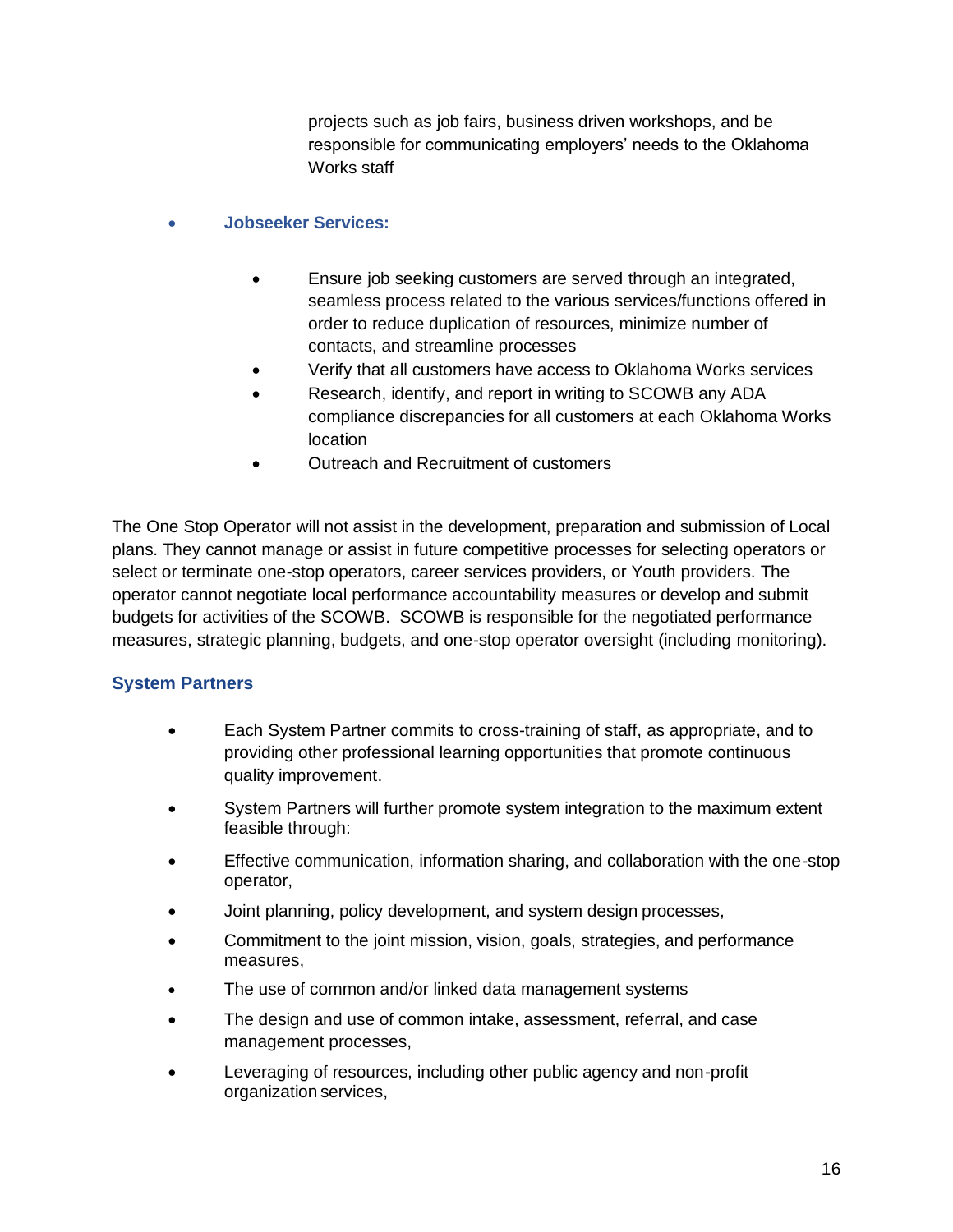projects such as job fairs, business driven workshops, and be responsible for communicating employers' needs to the Oklahoma Works staff

- **Jobseeker Services:**
  - Ensure job seeking customers are served through an integrated, seamless process related to the various services/functions offered in order to reduce duplication of resources, minimize number of contacts, and streamline processes
  - Verify that all customers have access to Oklahoma Works services
  - Research, identify, and report in writing to SCOWB any ADA compliance discrepancies for all customers at each Oklahoma Works location
  - Outreach and Recruitment of customers

The One Stop Operator will not assist in the development, preparation and submission of Local plans. They cannot manage or assist in future competitive processes for selecting operators or select or terminate one-stop operators, career services providers, or Youth providers. The operator cannot negotiate local performance accountability measures or develop and submit budgets for activities of the SCOWB. SCOWB is responsible for the negotiated performance measures, strategic planning, budgets, and one-stop operator oversight (including monitoring).

### System Partners

- Each System Partner commits to cross-training of staff, as appropriate, and to providing other professional learning opportunities that promote continuous quality improvement.
- System Partners will further promote system integration to the maximum extent feasible through:
- Effective communication, information sharing, and collaboration with the one-stop operator,
- Joint planning, policy development, and system design processes,
- Commitment to the joint mission, vision, goals, strategies, and performance measures,
- The use of common and/or linked data management systems
- The design and use of common intake, assessment, referral, and case management processes,
- Leveraging of resources, including other public agency and non-profit organization services,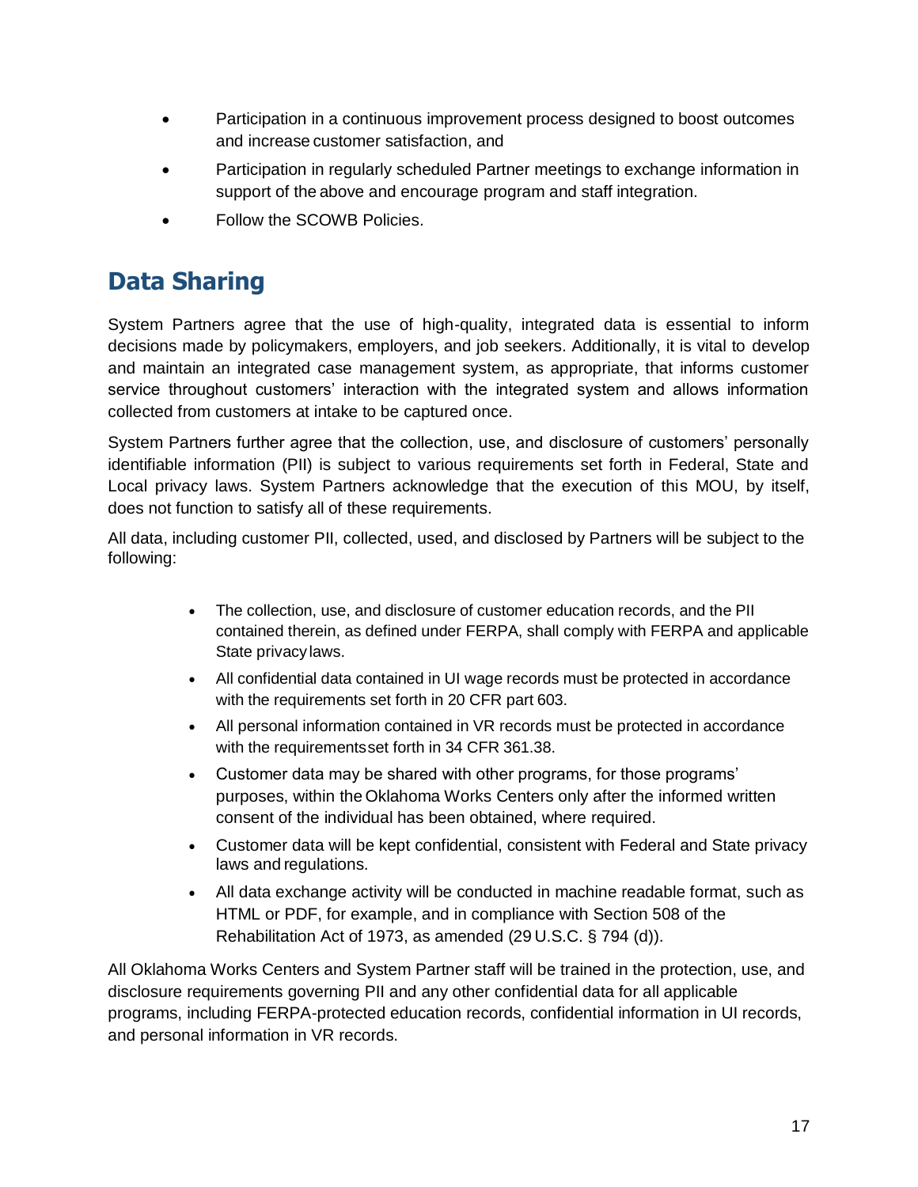- Participation in a continuous improvement process designed to boost outcomes and increase customer satisfaction, and
- Participation in regularly scheduled Partner meetings to exchange information in support of the above and encourage program and staff integration.
- Follow the SCOWB Policies.

## Data Sharing

System Partners agree that the use of high-quality, integrated data is essential to inform decisions made by policymakers, employers, and job seekers. Additionally, it is vital to develop and maintain an integrated case management system, as appropriate, that informs customer service throughout customers' interaction with the integrated system and allows information collected from customers at intake to be captured once.

System Partners further agree that the collection, use, and disclosure of customers' personally identifiable information (PII) is subject to various requirements set forth in Federal, State and Local privacy laws. System Partners acknowledge that the execution of this MOU, by itself, does not function to satisfy all of these requirements.

All data, including customer PII, collected, used, and disclosed by Partners will be subject to the following:

- The collection, use, and disclosure of customer education records, and the PII contained therein, as defined under FERPA, shall comply with FERPA and applicable State privacy laws.
- All confidential data contained in UI wage records must be protected in accordance with the requirements set forth in 20 CFR part 603.
- All personal information contained in VR records must be protected in accordance with the requirementsset forth in 34 CFR 361.38.
- Customer data may be shared with other programs, for those programs' purposes, within the Oklahoma Works Centers only after the informed written consent of the individual has been obtained, where required.
- Customer data will be kept confidential, consistent with Federal and State privacy laws and regulations.
- All data exchange activity will be conducted in machine readable format, such as HTML or PDF, for example, and in compliance with Section 508 of the Rehabilitation Act of 1973, as amended (29 U.S.C. § 794 (d)).

All Oklahoma Works Centers and System Partner staff will be trained in the protection, use, and disclosure requirements governing PII and any other confidential data for all applicable programs, including FERPA-protected education records, confidential information in UI records, and personal information in VR records.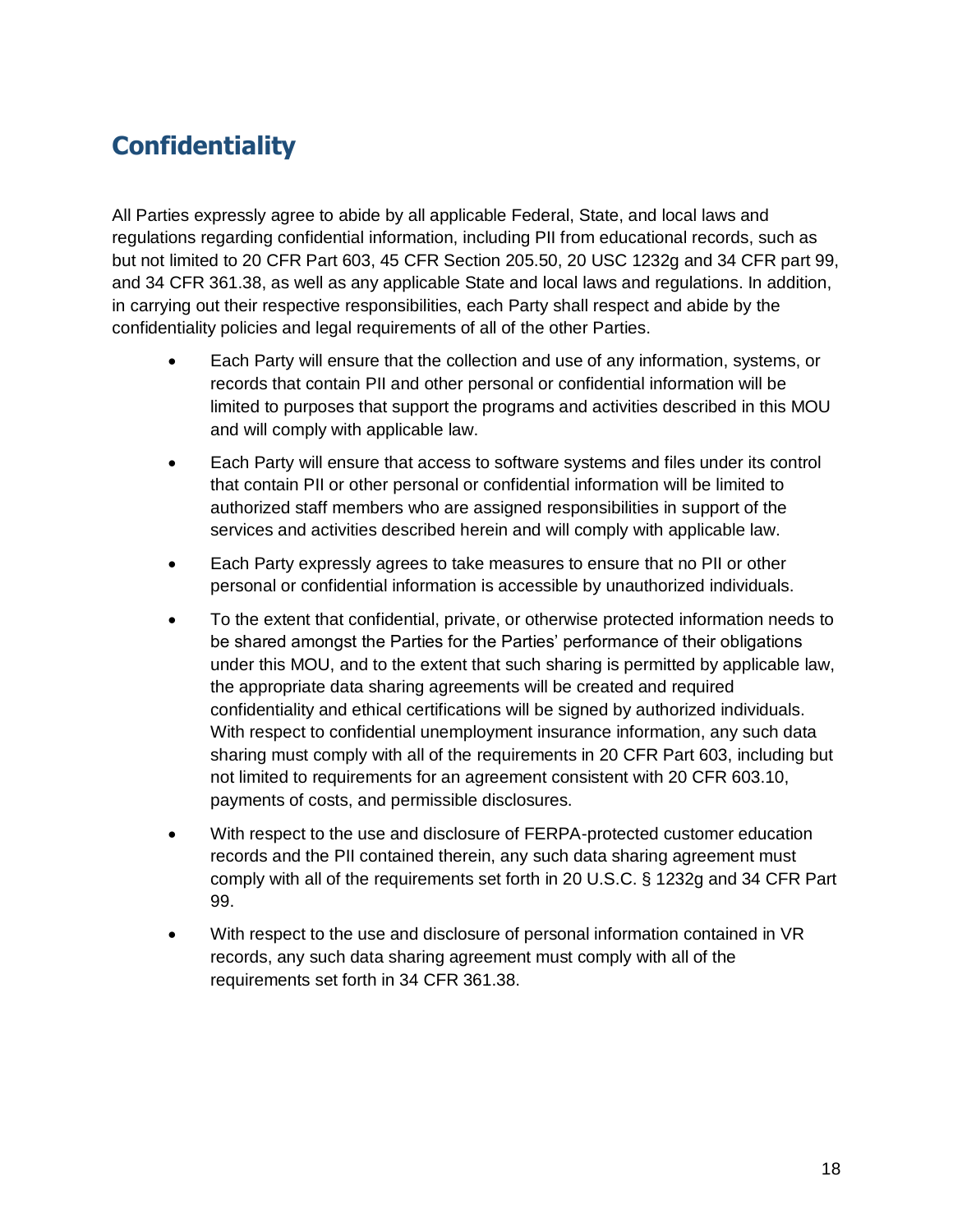## Confidentiality

All Parties expressly agree to abide by all applicable Federal, State, and local laws and regulations regarding confidential information, including PII from educational records, such as but not limited to 20 CFR Part 603, 45 CFR Section 205.50, 20 USC 1232g and 34 CFR part 99, and 34 CFR 361.38, as well as any applicable State and local laws and regulations. In addition, in carrying out their respective responsibilities, each Party shall respect and abide by the confidentiality policies and legal requirements of all of the other Parties.

- Each Party will ensure that the collection and use of any information, systems, or records that contain PII and other personal or confidential information will be limited to purposes that support the programs and activities described in this MOU and will comply with applicable law.
- Each Party will ensure that access to software systems and files under its control that contain PII or other personal or confidential information will be limited to authorized staff members who are assigned responsibilities in support of the services and activities described herein and will comply with applicable law.
- Each Party expressly agrees to take measures to ensure that no PII or other personal or confidential information is accessible by unauthorized individuals.
- To the extent that confidential, private, or otherwise protected information needs to be shared amongst the Parties for the Parties' performance of their obligations under this MOU, and to the extent that such sharing is permitted by applicable law, the appropriate data sharing agreements will be created and required confidentiality and ethical certifications will be signed by authorized individuals. With respect to confidential unemployment insurance information, any such data sharing must comply with all of the requirements in 20 CFR Part 603, including but not limited to requirements for an agreement consistent with 20 CFR 603.10, payments of costs, and permissible disclosures.
- With respect to the use and disclosure of FERPA-protected customer education records and the PII contained therein, any such data sharing agreement must comply with all of the requirements set forth in 20 U.S.C. § 1232g and 34 CFR Part 99.
- With respect to the use and disclosure of personal information contained in VR records, any such data sharing agreement must comply with all of the requirements set forth in 34 CFR 361.38.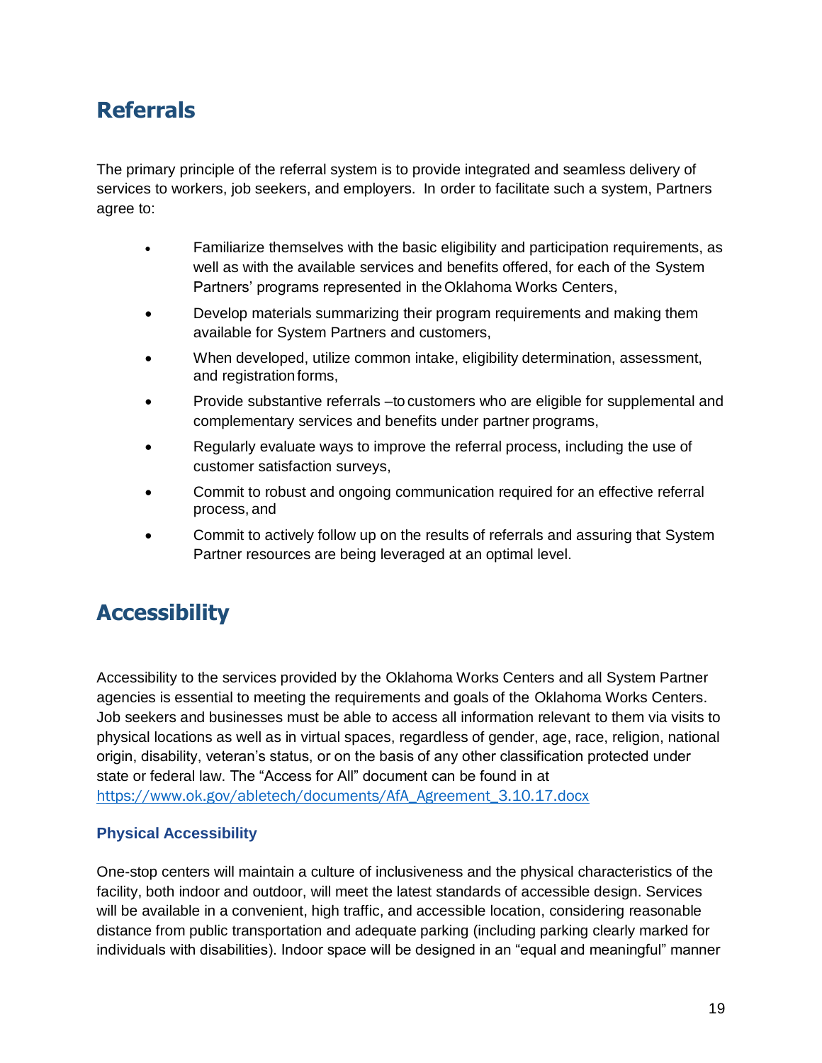## Referrals

The primary principle of the referral system is to provide integrated and seamless delivery of services to workers, job seekers, and employers. In order to facilitate such a system, Partners agree to:

- Familiarize themselves with the basic eligibility and participation requirements, as well as with the available services and benefits offered, for each of the System Partners' programs represented in the Oklahoma Works Centers,
- Develop materials summarizing their program requirements and making them available for System Partners and customers,
- When developed, utilize common intake, eligibility determination, assessment, and registration forms,
- Provide substantive referrals –to customers who are eligible for supplemental and complementary services and benefits under partner programs,
- Regularly evaluate ways to improve the referral process, including the use of customer satisfaction surveys,
- Commit to robust and ongoing communication required for an effective referral process, and
- Commit to actively follow up on the results of referrals and assuring that System Partner resources are being leveraged at an optimal level.

## Accessibility

Accessibility to the services provided by the Oklahoma Works Centers and all System Partner agencies is essential to meeting the requirements and goals of the Oklahoma Works Centers. Job seekers and businesses must be able to access all information relevant to them via visits to physical locations as well as in virtual spaces, regardless of gender, age, race, religion, national origin, disability, veteran's status, or on the basis of any other classification protected under state or federal law. The "Access for All" document can be found in at https://www.ok.gov/abletech/documents/AfA_Agreement_3.10.17.docx

### Physical Accessibility

One-stop centers will maintain a culture of inclusiveness and the physical characteristics of the facility, both indoor and outdoor, will meet the latest standards of accessible design. Services will be available in a convenient, high traffic, and accessible location, considering reasonable distance from public transportation and adequate parking (including parking clearly marked for individuals with disabilities). Indoor space will be designed in an "equal and meaningful" manner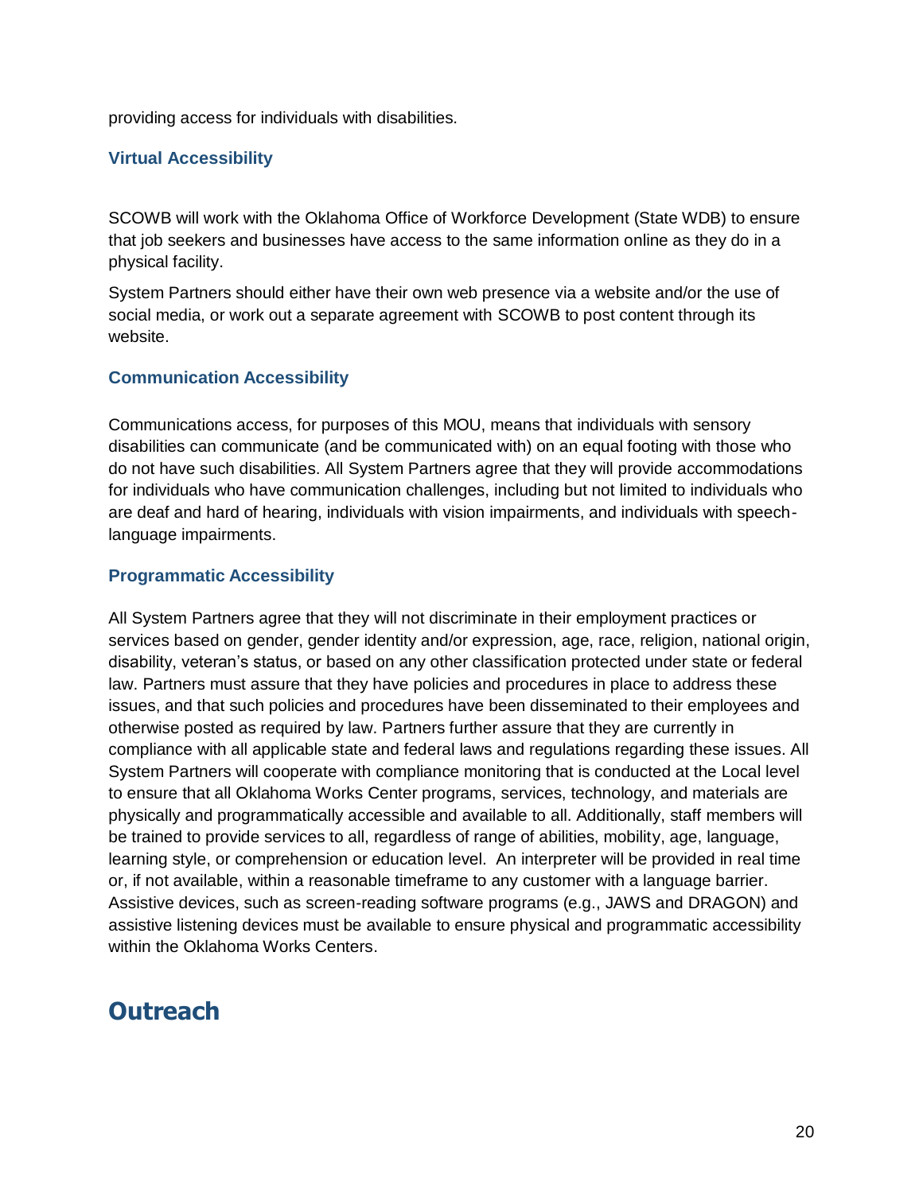providing access for individuals with disabilities.

### Virtual Accessibility

SCOWB will work with the Oklahoma Office of Workforce Development (State WDB) to ensure that job seekers and businesses have access to the same information online as they do in a physical facility.

System Partners should either have their own web presence via a website and/or the use of social media, or work out a separate agreement with SCOWB to post content through its website.

### Communication Accessibility

Communications access, for purposes of this MOU, means that individuals with sensory disabilities can communicate (and be communicated with) on an equal footing with those who do not have such disabilities. All System Partners agree that they will provide accommodations for individuals who have communication challenges, including but not limited to individuals who are deaf and hard of hearing, individuals with vision impairments, and individuals with speech-language impairments.

### Programmatic Accessibility

All System Partners agree that they will not discriminate in their employment practices or services based on gender, gender identity and/or expression, age, race, religion, national origin, disability, veteran's status, or based on any other classification protected under state or federal law. Partners must assure that they have policies and procedures in place to address these issues, and that such policies and procedures have been disseminated to their employees and otherwise posted as required by law. Partners further assure that they are currently in compliance with all applicable state and federal laws and regulations regarding these issues. All System Partners will cooperate with compliance monitoring that is conducted at the Local level to ensure that all Oklahoma Works Center programs, services, technology, and materials are physically and programmatically accessible and available to all. Additionally, staff members will be trained to provide services to all, regardless of range of abilities, mobility, age, language, learning style, or comprehension or education level. An interpreter will be provided in real time or, if not available, within a reasonable timeframe to any customer with a language barrier. Assistive devices, such as screen-reading software programs (e.g., JAWS and DRAGON) and assistive listening devices must be available to ensure physical and programmatic accessibility within the Oklahoma Works Centers.

## Outreach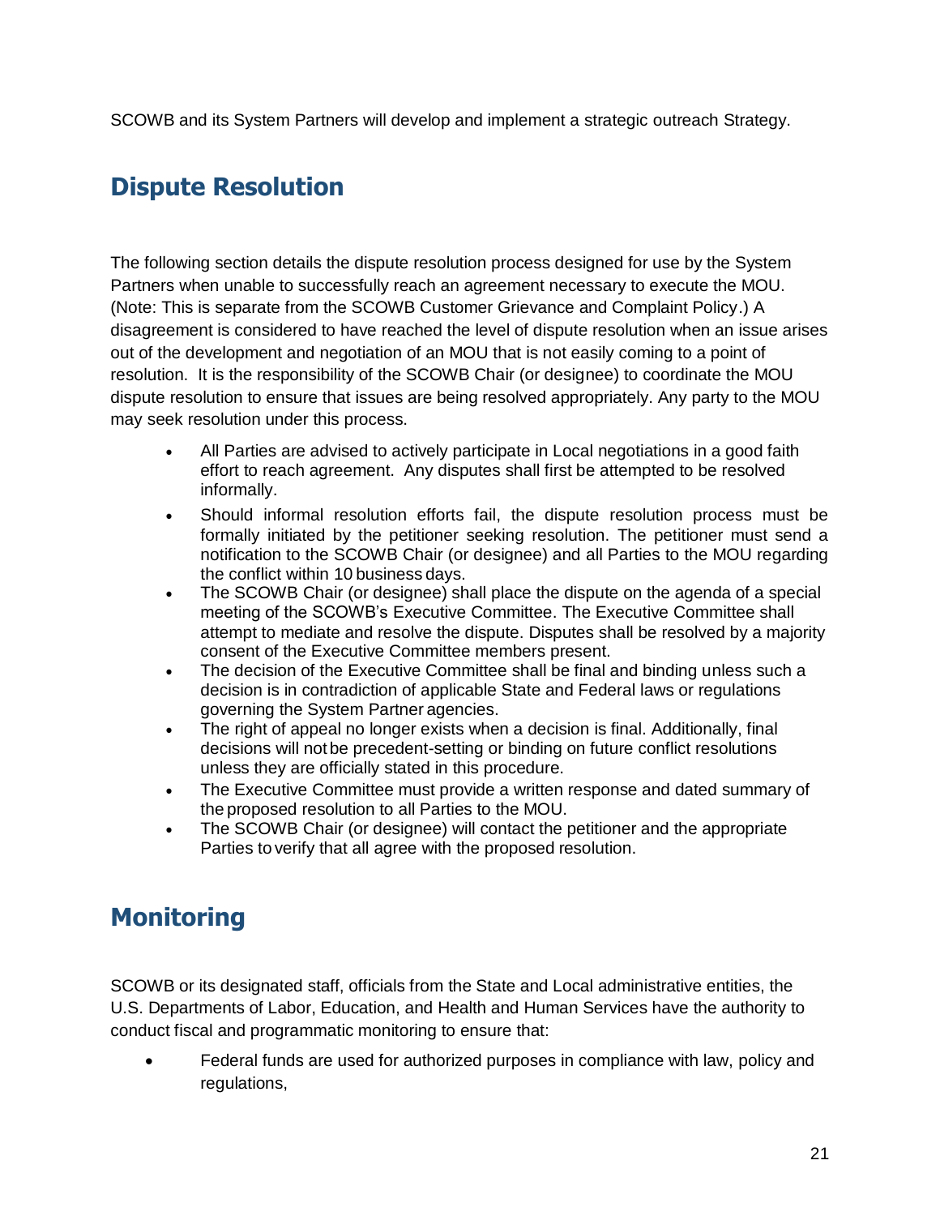SCOWB and its System Partners will develop and implement a strategic outreach Strategy.

## Dispute Resolution

The following section details the dispute resolution process designed for use by the System Partners when unable to successfully reach an agreement necessary to execute the MOU. (Note: This is separate from the SCOWB Customer Grievance and Complaint Policy.) A disagreement is considered to have reached the level of dispute resolution when an issue arises out of the development and negotiation of an MOU that is not easily coming to a point of resolution. It is the responsibility of the SCOWB Chair (or designee) to coordinate the MOU dispute resolution to ensure that issues are being resolved appropriately. Any party to the MOU may seek resolution under this process.

- All Parties are advised to actively participate in Local negotiations in a good faith effort to reach agreement. Any disputes shall first be attempted to be resolved informally.
- Should informal resolution efforts fail, the dispute resolution process must be formally initiated by the petitioner seeking resolution. The petitioner must send a notification to the SCOWB Chair (or designee) and all Parties to the MOU regarding the conflict within 10 business days.
- The SCOWB Chair (or designee) shall place the dispute on the agenda of a special meeting of the SCOWB's Executive Committee. The Executive Committee shall attempt to mediate and resolve the dispute. Disputes shall be resolved by a majority consent of the Executive Committee members present.
- The decision of the Executive Committee shall be final and binding unless such a decision is in contradiction of applicable State and Federal laws or regulations governing the System Partner agencies.
- The right of appeal no longer exists when a decision is final. Additionally, final decisions will not be precedent-setting or binding on future conflict resolutions unless they are officially stated in this procedure.
- The Executive Committee must provide a written response and dated summary of the proposed resolution to all Parties to the MOU.
- The SCOWB Chair (or designee) will contact the petitioner and the appropriate Parties to verify that all agree with the proposed resolution.

## Monitoring

SCOWB or its designated staff, officials from the State and Local administrative entities, the U.S. Departments of Labor, Education, and Health and Human Services have the authority to conduct fiscal and programmatic monitoring to ensure that:

- Federal funds are used for authorized purposes in compliance with law, policy and regulations,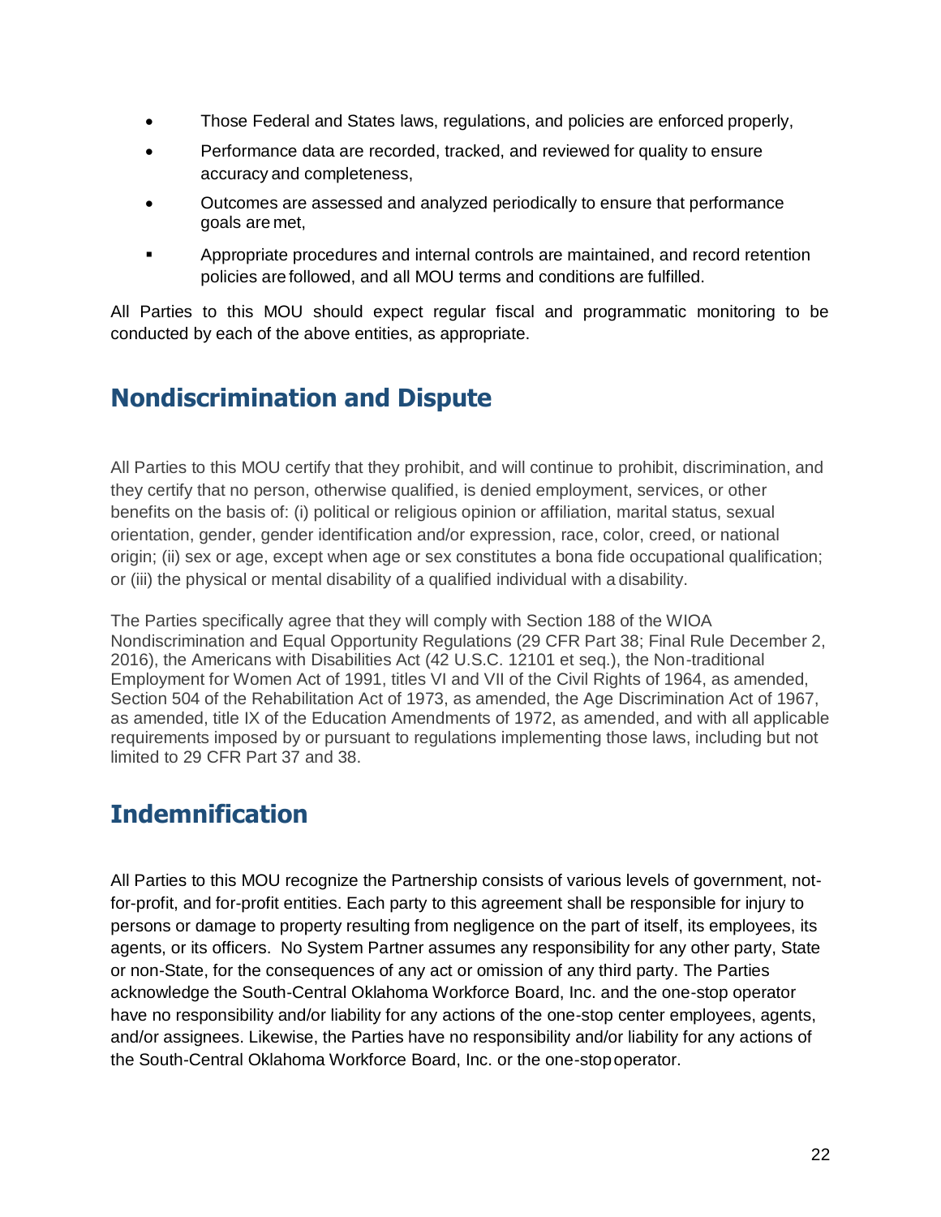- Those Federal and States laws, regulations, and policies are enforced properly,
- Performance data are recorded, tracked, and reviewed for quality to ensure accuracy and completeness,
- Outcomes are assessed and analyzed periodically to ensure that performance goals are met,
- Appropriate procedures and internal controls are maintained, and record retention policies are followed, and all MOU terms and conditions are fulfilled.

All Parties to this MOU should expect regular fiscal and programmatic monitoring to be conducted by each of the above entities, as appropriate.

## Nondiscrimination and Dispute

All Parties to this MOU certify that they prohibit, and will continue to prohibit, discrimination, and they certify that no person, otherwise qualified, is denied employment, services, or other benefits on the basis of: (i) political or religious opinion or affiliation, marital status, sexual orientation, gender, gender identification and/or expression, race, color, creed, or national origin; (ii) sex or age, except when age or sex constitutes a bona fide occupational qualification; or (iii) the physical or mental disability of a qualified individual with a disability.

The Parties specifically agree that they will comply with Section 188 of the WIOA Nondiscrimination and Equal Opportunity Regulations (29 CFR Part 38; Final Rule December 2, 2016), the Americans with Disabilities Act (42 U.S.C. 12101 et seq.), the Non-traditional Employment for Women Act of 1991, titles VI and VII of the Civil Rights of 1964, as amended, Section 504 of the Rehabilitation Act of 1973, as amended, the Age Discrimination Act of 1967, as amended, title IX of the Education Amendments of 1972, as amended, and with all applicable requirements imposed by or pursuant to regulations implementing those laws, including but not limited to 29 CFR Part 37 and 38.

## Indemnification

All Parties to this MOU recognize the Partnership consists of various levels of government, not-for-profit, and for-profit entities. Each party to this agreement shall be responsible for injury to persons or damage to property resulting from negligence on the part of itself, its employees, its agents, or its officers. No System Partner assumes any responsibility for any other party, State or non-State, for the consequences of any act or omission of any third party. The Parties acknowledge the South-Central Oklahoma Workforce Board, Inc. and the one-stop operator have no responsibility and/or liability for any actions of the one-stop center employees, agents, and/or assignees. Likewise, the Parties have no responsibility and/or liability for any actions of the South-Central Oklahoma Workforce Board, Inc. or the one-stop operator.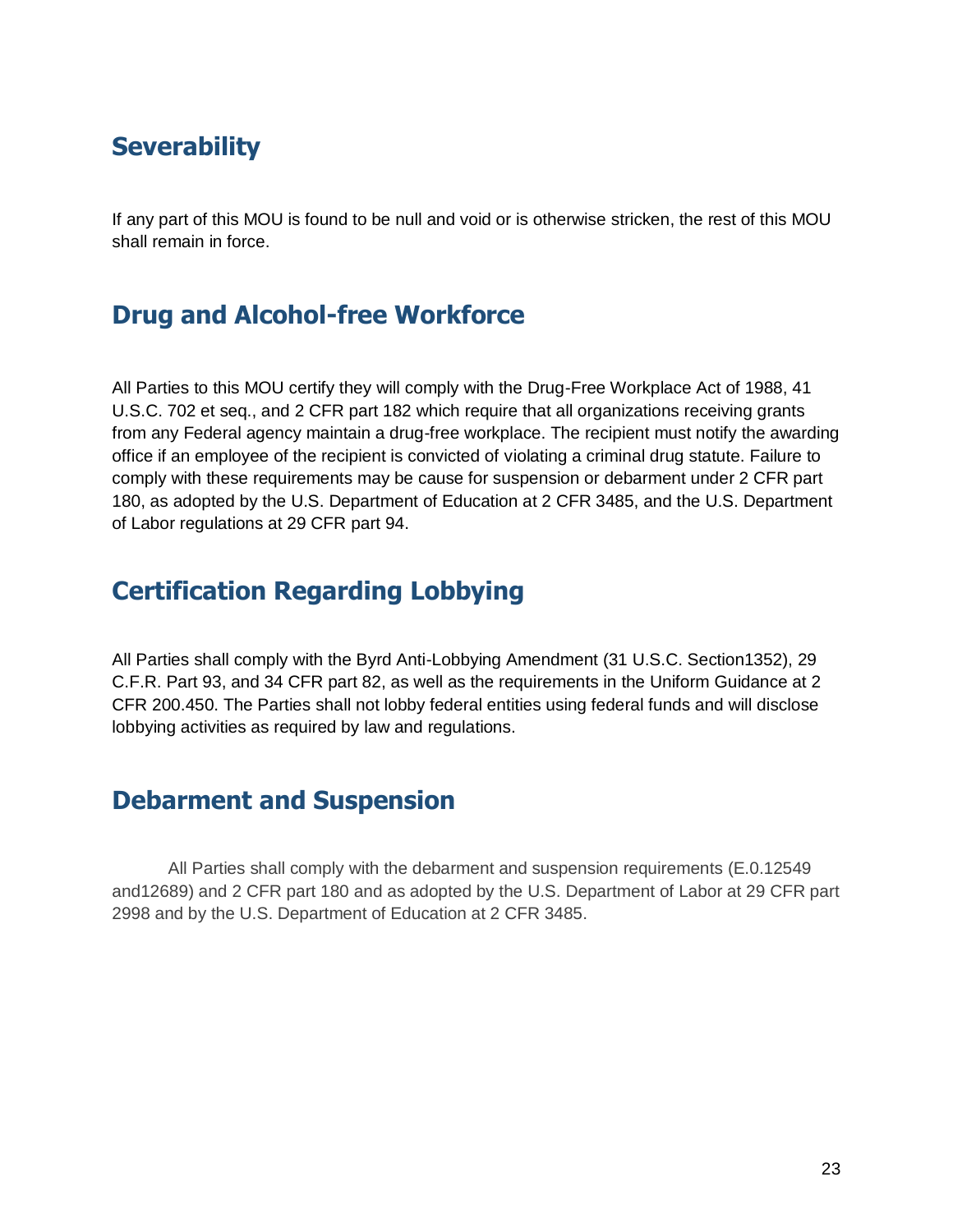## Severability

If any part of this MOU is found to be null and void or is otherwise stricken, the rest of this MOU shall remain in force.

## Drug and Alcohol-free Workforce

All Parties to this MOU certify they will comply with the Drug-Free Workplace Act of 1988, 41 U.S.C. 702 et seq., and 2 CFR part 182 which require that all organizations receiving grants from any Federal agency maintain a drug-free workplace. The recipient must notify the awarding office if an employee of the recipient is convicted of violating a criminal drug statute. Failure to comply with these requirements may be cause for suspension or debarment under 2 CFR part 180, as adopted by the U.S. Department of Education at 2 CFR 3485, and the U.S. Department of Labor regulations at 29 CFR part 94.

## Certification Regarding Lobbying

All Parties shall comply with the Byrd Anti-Lobbying Amendment (31 U.S.C. Section1352), 29 C.F.R. Part 93, and 34 CFR part 82, as well as the requirements in the Uniform Guidance at 2 CFR 200.450. The Parties shall not lobby federal entities using federal funds and will disclose lobbying activities as required by law and regulations.

## Debarment and Suspension

All Parties shall comply with the debarment and suspension requirements (E.0.12549 and12689) and 2 CFR part 180 and as adopted by the U.S. Department of Labor at 29 CFR part 2998 and by the U.S. Department of Education at 2 CFR 3485.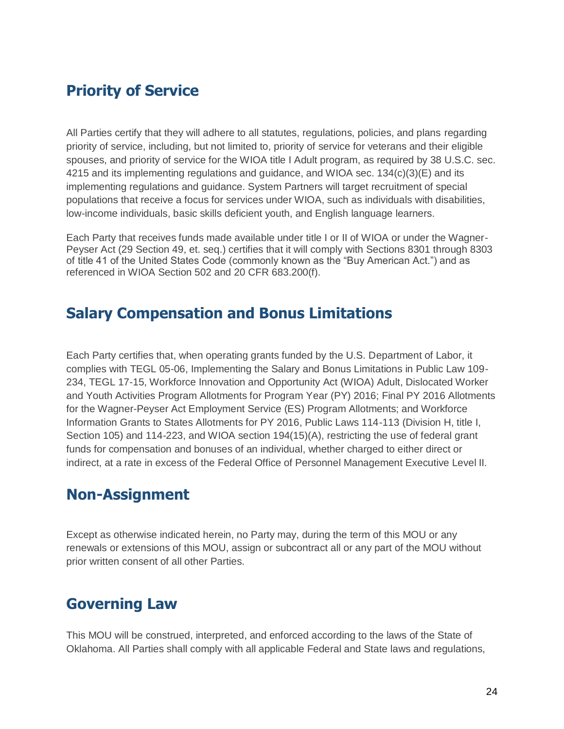## Priority of Service

All Parties certify that they will adhere to all statutes, regulations, policies, and plans regarding priority of service, including, but not limited to, priority of service for veterans and their eligible spouses, and priority of service for the WIOA title I Adult program, as required by 38 U.S.C. sec. 4215 and its implementing regulations and guidance, and WIOA sec. 134(c)(3)(E) and its implementing regulations and guidance. System Partners will target recruitment of special populations that receive a focus for services under WIOA, such as individuals with disabilities, low-income individuals, basic skills deficient youth, and English language learners.

Each Party that receives funds made available under title I or II of WIOA or under the Wagner-Peyser Act (29 Section 49, et. seq.) certifies that it will comply with Sections 8301 through 8303 of title 41 of the United States Code (commonly known as the "Buy American Act.") and as referenced in WIOA Section 502 and 20 CFR 683.200(f).

## Salary Compensation and Bonus Limitations

Each Party certifies that, when operating grants funded by the U.S. Department of Labor, it complies with TEGL 05-06, Implementing the Salary and Bonus Limitations in Public Law 109-234, TEGL 17-15, Workforce Innovation and Opportunity Act (WIOA) Adult, Dislocated Worker and Youth Activities Program Allotments for Program Year (PY) 2016; Final PY 2016 Allotments for the Wagner-Peyser Act Employment Service (ES) Program Allotments; and Workforce Information Grants to States Allotments for PY 2016, Public Laws 114-113 (Division H, title I, Section 105) and 114-223, and WIOA section 194(15)(A), restricting the use of federal grant funds for compensation and bonuses of an individual, whether charged to either direct or indirect, at a rate in excess of the Federal Office of Personnel Management Executive Level II.

## Non-Assignment

Except as otherwise indicated herein, no Party may, during the term of this MOU or any renewals or extensions of this MOU, assign or subcontract all or any part of the MOU without prior written consent of all other Parties.

## Governing Law

This MOU will be construed, interpreted, and enforced according to the laws of the State of Oklahoma. All Parties shall comply with all applicable Federal and State laws and regulations,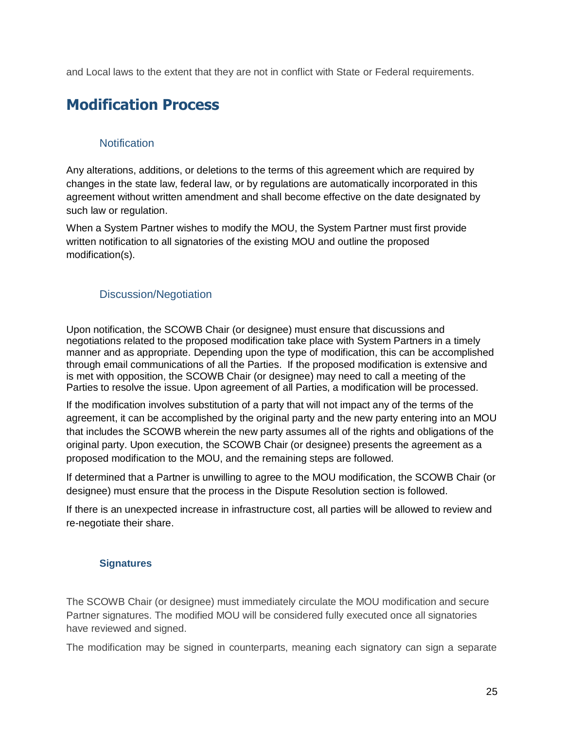and Local laws to the extent that they are not in conflict with State or Federal requirements.

## Modification Process

### Notification

Any alterations, additions, or deletions to the terms of this agreement which are required by changes in the state law, federal law, or by regulations are automatically incorporated in this agreement without written amendment and shall become effective on the date designated by such law or regulation.

When a System Partner wishes to modify the MOU, the System Partner must first provide written notification to all signatories of the existing MOU and outline the proposed modification(s).

### Discussion/Negotiation

Upon notification, the SCOWB Chair (or designee) must ensure that discussions and negotiations related to the proposed modification take place with System Partners in a timely manner and as appropriate. Depending upon the type of modification, this can be accomplished through email communications of all the Parties. If the proposed modification is extensive and is met with opposition, the SCOWB Chair (or designee) may need to call a meeting of the Parties to resolve the issue. Upon agreement of all Parties, a modification will be processed.

If the modification involves substitution of a party that will not impact any of the terms of the agreement, it can be accomplished by the original party and the new party entering into an MOU that includes the SCOWB wherein the new party assumes all of the rights and obligations of the original party. Upon execution, the SCOWB Chair (or designee) presents the agreement as a proposed modification to the MOU, and the remaining steps are followed.

If determined that a Partner is unwilling to agree to the MOU modification, the SCOWB Chair (or designee) must ensure that the process in the Dispute Resolution section is followed.

If there is an unexpected increase in infrastructure cost, all parties will be allowed to review and re-negotiate their share.

### Signatures

The SCOWB Chair (or designee) must immediately circulate the MOU modification and secure Partner signatures. The modified MOU will be considered fully executed once all signatories have reviewed and signed.

The modification may be signed in counterparts, meaning each signatory can sign a separate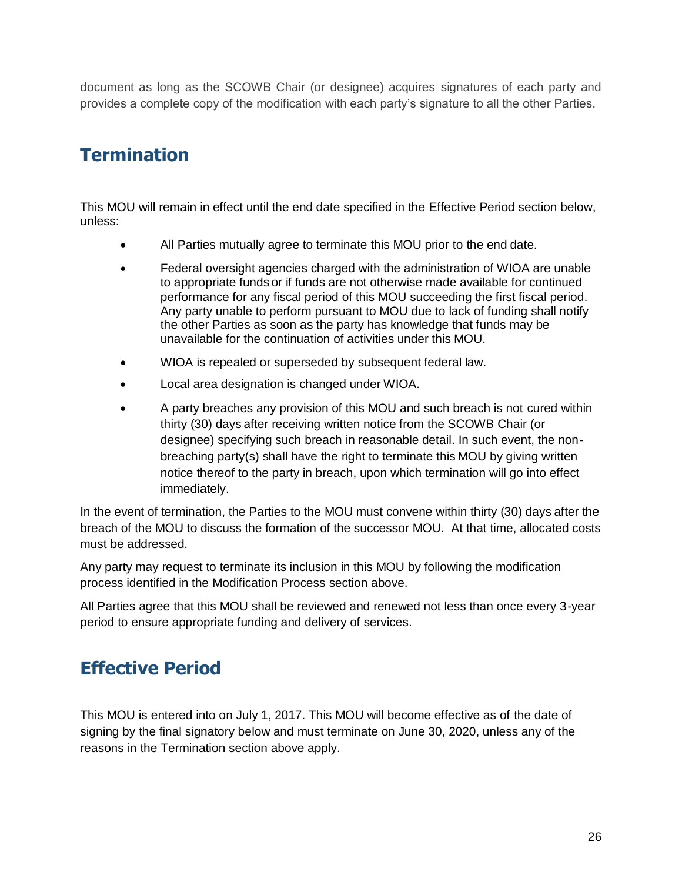document as long as the SCOWB Chair (or designee) acquires signatures of each party and provides a complete copy of the modification with each party's signature to all the other Parties.

## Termination

This MOU will remain in effect until the end date specified in the Effective Period section below, unless:

- All Parties mutually agree to terminate this MOU prior to the end date.
- Federal oversight agencies charged with the administration of WIOA are unable to appropriate funds or if funds are not otherwise made available for continued performance for any fiscal period of this MOU succeeding the first fiscal period. Any party unable to perform pursuant to MOU due to lack of funding shall notify the other Parties as soon as the party has knowledge that funds may be unavailable for the continuation of activities under this MOU.
- WIOA is repealed or superseded by subsequent federal law.
- Local area designation is changed under WIOA.
- A party breaches any provision of this MOU and such breach is not cured within thirty (30) days after receiving written notice from the SCOWB Chair (or designee) specifying such breach in reasonable detail. In such event, the non-breaching party(s) shall have the right to terminate this MOU by giving written notice thereof to the party in breach, upon which termination will go into effect immediately.

In the event of termination, the Parties to the MOU must convene within thirty (30) days after the breach of the MOU to discuss the formation of the successor MOU. At that time, allocated costs must be addressed.

Any party may request to terminate its inclusion in this MOU by following the modification process identified in the Modification Process section above.

All Parties agree that this MOU shall be reviewed and renewed not less than once every 3-year period to ensure appropriate funding and delivery of services.

## Effective Period

This MOU is entered into on July 1, 2017. This MOU will become effective as of the date of signing by the final signatory below and must terminate on June 30, 2020, unless any of the reasons in the Termination section above apply.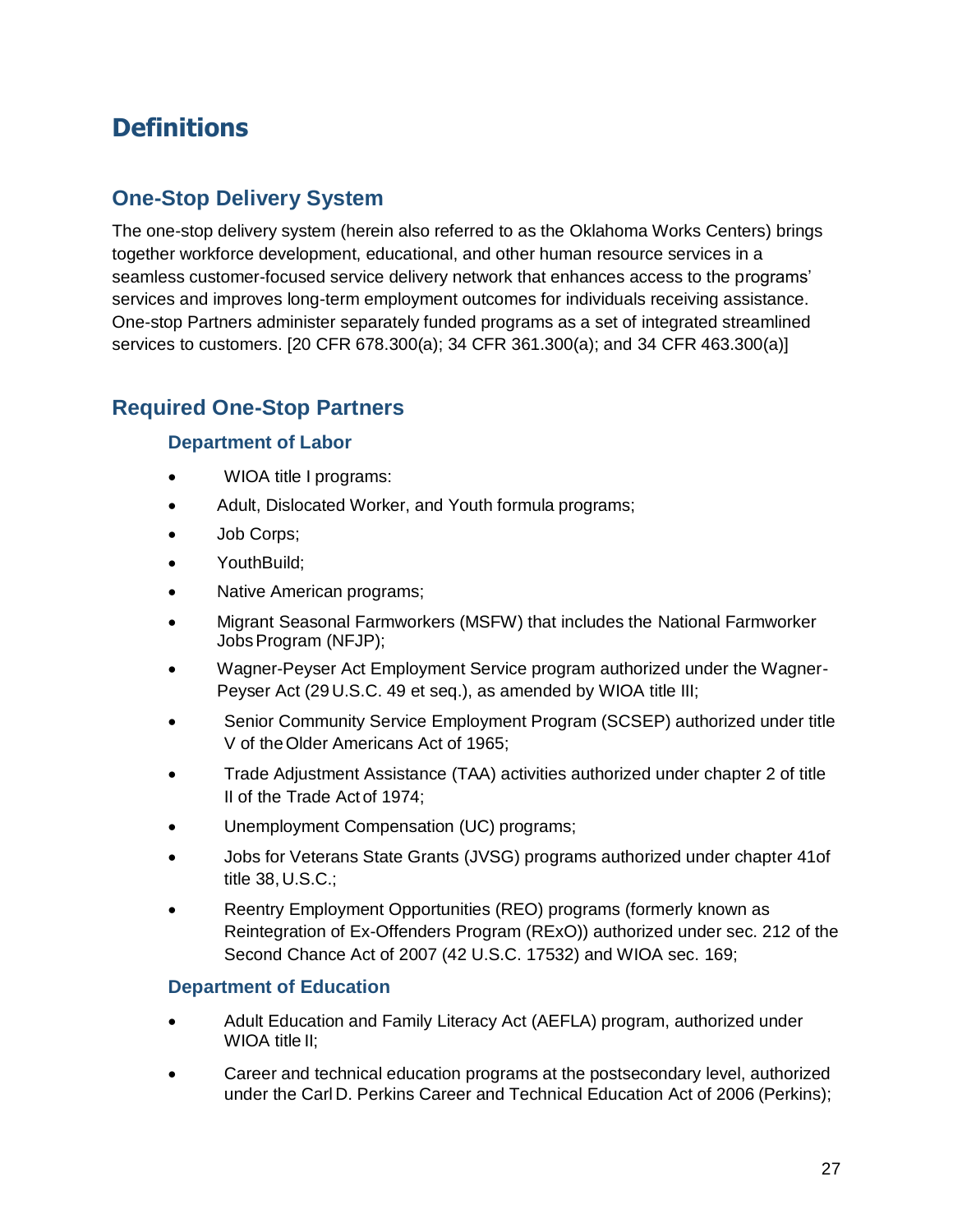# Definitions

## One-Stop Delivery System

The one-stop delivery system (herein also referred to as the Oklahoma Works Centers) brings together workforce development, educational, and other human resource services in a seamless customer-focused service delivery network that enhances access to the programs' services and improves long-term employment outcomes for individuals receiving assistance. One-stop Partners administer separately funded programs as a set of integrated streamlined services to customers. [20 CFR 678.300(a); 34 CFR 361.300(a); and 34 CFR 463.300(a)]

## Required One-Stop Partners

### Department of Labor

- WIOA title I programs:
- Adult, Dislocated Worker, and Youth formula programs;
- Job Corps;
- YouthBuild;
- Native American programs;
- Migrant Seasonal Farmworkers (MSFW) that includes the National Farmworker Jobs Program (NFJP);
- Wagner-Peyser Act Employment Service program authorized under the Wagner-Peyser Act (29 U.S.C. 49 et seq.), as amended by WIOA title III;
- Senior Community Service Employment Program (SCSEP) authorized under title V of the Older Americans Act of 1965;
- Trade Adjustment Assistance (TAA) activities authorized under chapter 2 of title II of the Trade Act of 1974;
- Unemployment Compensation (UC) programs;
- Jobs for Veterans State Grants (JVSG) programs authorized under chapter 41of title 38, U.S.C.;
- Reentry Employment Opportunities (REO) programs (formerly known as Reintegration of Ex-Offenders Program (RExO)) authorized under sec. 212 of the Second Chance Act of 2007 (42 U.S.C. 17532) and WIOA sec. 169;

### Department of Education

- Adult Education and Family Literacy Act (AEFLA) program, authorized under WIOA title II;
- Career and technical education programs at the postsecondary level, authorized under the Carl D. Perkins Career and Technical Education Act of 2006 (Perkins);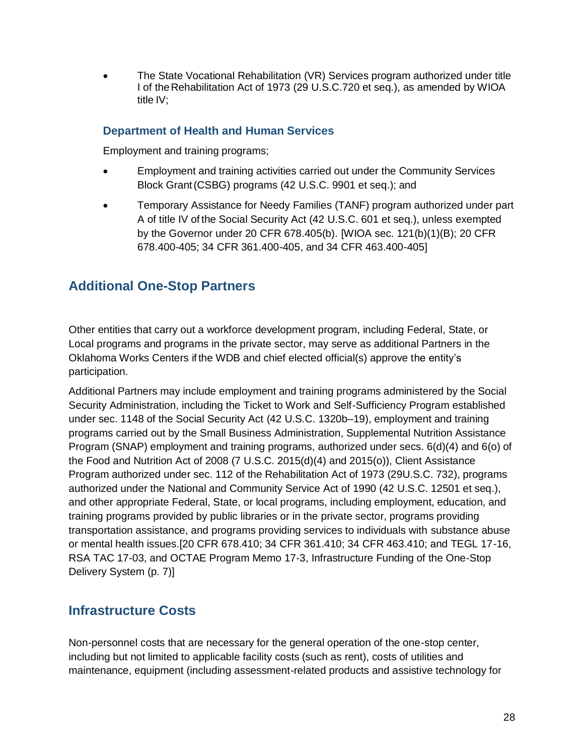- The State Vocational Rehabilitation (VR) Services program authorized under title I of the Rehabilitation Act of 1973 (29 U.S.C.720 et seq.), as amended by WIOA title IV;

### Department of Health and Human Services

Employment and training programs;

- Employment and training activities carried out under the Community Services Block Grant (CSBG) programs (42 U.S.C. 9901 et seq.); and
- Temporary Assistance for Needy Families (TANF) program authorized under part A of title IV of the Social Security Act (42 U.S.C. 601 et seq.), unless exempted by the Governor under 20 CFR 678.405(b). [WIOA sec. 121(b)(1)(B); 20 CFR 678.400-405; 34 CFR 361.400-405, and 34 CFR 463.400-405]

## Additional One-Stop Partners

Other entities that carry out a workforce development program, including Federal, State, or Local programs and programs in the private sector, may serve as additional Partners in the Oklahoma Works Centers if the WDB and chief elected official(s) approve the entity's participation.

Additional Partners may include employment and training programs administered by the Social Security Administration, including the Ticket to Work and Self-Sufficiency Program established under sec. 1148 of the Social Security Act (42 U.S.C. 1320b–19), employment and training programs carried out by the Small Business Administration, Supplemental Nutrition Assistance Program (SNAP) employment and training programs, authorized under secs. 6(d)(4) and 6(o) of the Food and Nutrition Act of 2008 (7 U.S.C. 2015(d)(4) and 2015(o)), Client Assistance Program authorized under sec. 112 of the Rehabilitation Act of 1973 (29U.S.C. 732), programs authorized under the National and Community Service Act of 1990 (42 U.S.C. 12501 et seq.), and other appropriate Federal, State, or local programs, including employment, education, and training programs provided by public libraries or in the private sector, programs providing transportation assistance, and programs providing services to individuals with substance abuse or mental health issues.[20 CFR 678.410; 34 CFR 361.410; 34 CFR 463.410; and TEGL 17-16, RSA TAC 17-03, and OCTAE Program Memo 17-3, Infrastructure Funding of the One-Stop Delivery System (p. 7)]

## Infrastructure Costs

Non-personnel costs that are necessary for the general operation of the one-stop center, including but not limited to applicable facility costs (such as rent), costs of utilities and maintenance, equipment (including assessment-related products and assistive technology for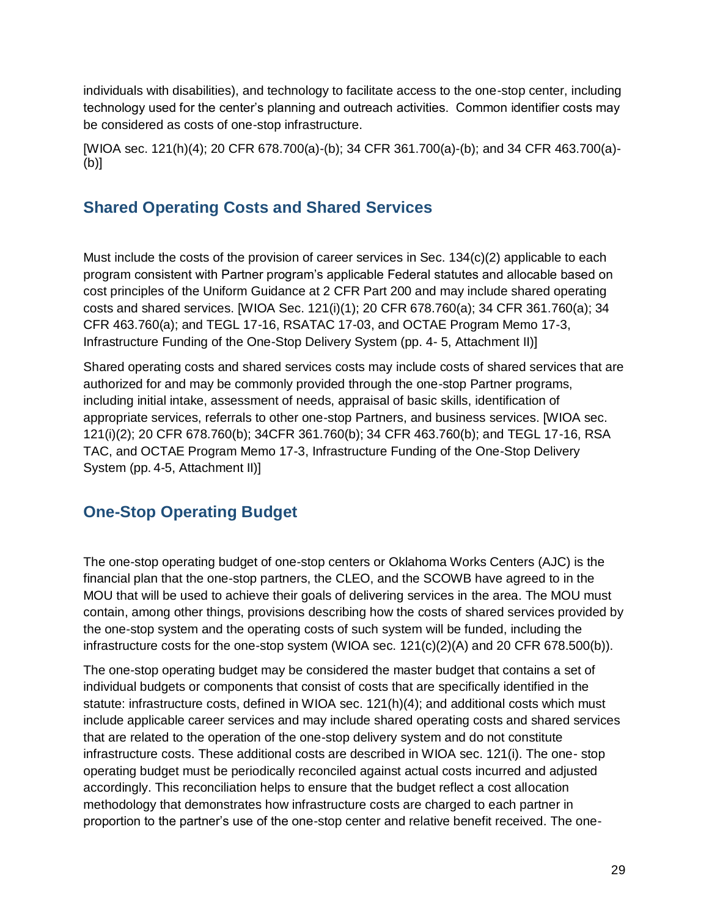individuals with disabilities), and technology to facilitate access to the one-stop center, including technology used for the center's planning and outreach activities. Common identifier costs may be considered as costs of one-stop infrastructure.

[WIOA sec. 121(h)(4); 20 CFR 678.700(a)-(b); 34 CFR 361.700(a)-(b); and 34 CFR 463.700(a)-(b)]

## Shared Operating Costs and Shared Services

Must include the costs of the provision of career services in Sec. 134(c)(2) applicable to each program consistent with Partner program's applicable Federal statutes and allocable based on cost principles of the Uniform Guidance at 2 CFR Part 200 and may include shared operating costs and shared services. [WIOA Sec. 121(i)(1); 20 CFR 678.760(a); 34 CFR 361.760(a); 34 CFR 463.760(a); and TEGL 17-16, RSATAC 17-03, and OCTAE Program Memo 17-3, Infrastructure Funding of the One-Stop Delivery System (pp. 4- 5, Attachment II)]

Shared operating costs and shared services costs may include costs of shared services that are authorized for and may be commonly provided through the one-stop Partner programs, including initial intake, assessment of needs, appraisal of basic skills, identification of appropriate services, referrals to other one-stop Partners, and business services. [WIOA sec. 121(i)(2); 20 CFR 678.760(b); 34CFR 361.760(b); 34 CFR 463.760(b); and TEGL 17-16, RSA TAC, and OCTAE Program Memo 17-3, Infrastructure Funding of the One-Stop Delivery System (pp. 4-5, Attachment II)]

## One-Stop Operating Budget

The one-stop operating budget of one-stop centers or Oklahoma Works Centers (AJC) is the financial plan that the one-stop partners, the CLEO, and the SCOWB have agreed to in the MOU that will be used to achieve their goals of delivering services in the area. The MOU must contain, among other things, provisions describing how the costs of shared services provided by the one-stop system and the operating costs of such system will be funded, including the infrastructure costs for the one-stop system (WIOA sec. 121(c)(2)(A) and 20 CFR 678.500(b)).

The one-stop operating budget may be considered the master budget that contains a set of individual budgets or components that consist of costs that are specifically identified in the statute: infrastructure costs, defined in WIOA sec. 121(h)(4); and additional costs which must include applicable career services and may include shared operating costs and shared services that are related to the operation of the one-stop delivery system and do not constitute infrastructure costs. These additional costs are described in WIOA sec. 121(i). The one- stop operating budget must be periodically reconciled against actual costs incurred and adjusted accordingly. This reconciliation helps to ensure that the budget reflect a cost allocation methodology that demonstrates how infrastructure costs are charged to each partner in proportion to the partner's use of the one-stop center and relative benefit received. The one-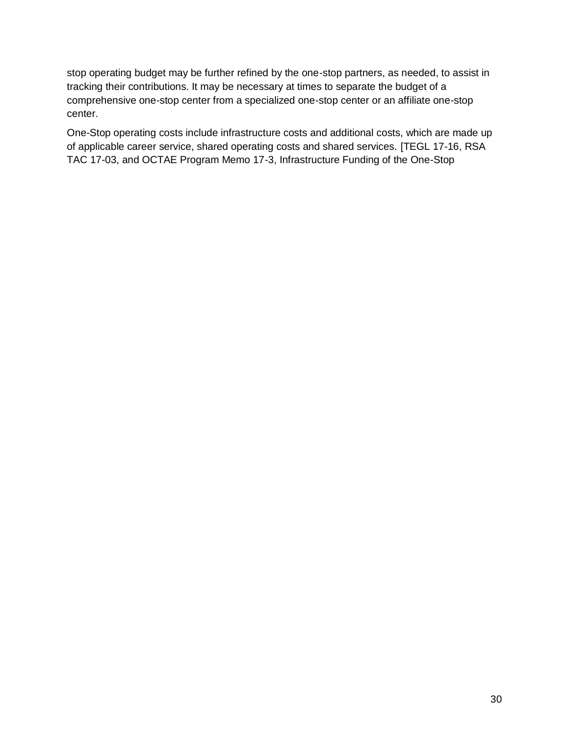stop operating budget may be further refined by the one-stop partners, as needed, to assist in tracking their contributions. It may be necessary at times to separate the budget of a comprehensive one-stop center from a specialized one-stop center or an affiliate one-stop center.

One-Stop operating costs include infrastructure costs and additional costs, which are made up of applicable career service, shared operating costs and shared services. [TEGL 17-16, RSA TAC 17-03, and OCTAE Program Memo 17-3, Infrastructure Funding of the One-Stop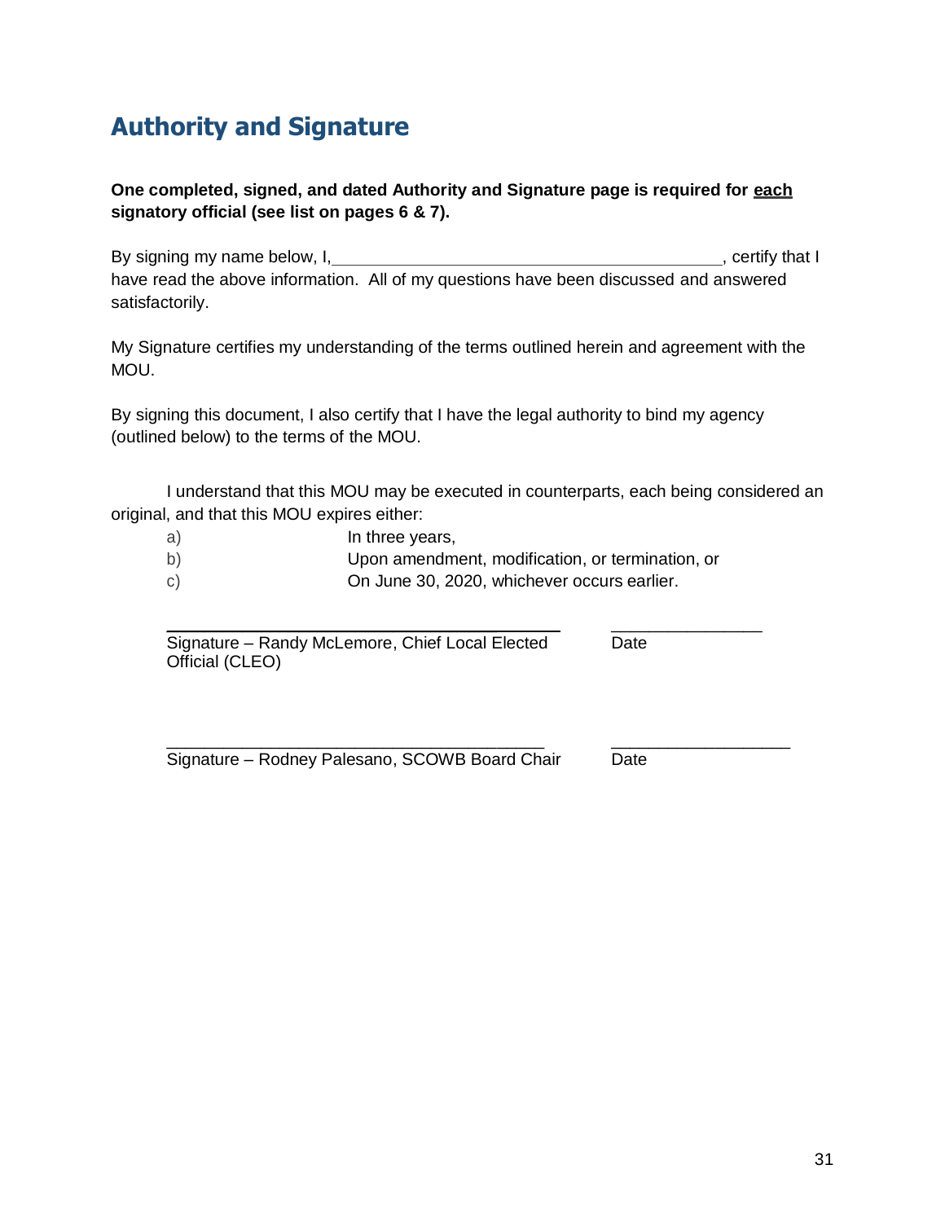## Authority and Signature

**One completed, signed, and dated Authority and Signature page is required for <u>each</u> signatory official (see list on pages 6 & 7).**

By signing my name below, I,________________________________________, certify that I have read the above information. All of my questions have been discussed and answered satisfactorily.

My Signature certifies my understanding of the terms outlined herein and agreement with the MOU.

By signing this document, I also certify that I have the legal authority to bind my agency (outlined below) to the terms of the MOU.

I understand that this MOU may be executed in counterparts, each being considered an original, and that this MOU expires either:

a) In three years,
b) Upon amendment, modification, or termination, or
c) On June 30, 2020, whichever occurs earlier.

________________________________________ ________________
Signature – Randy McLemore, Chief Local Elected Official (CLEO) Date

________________________________________ ________________
Signature – Rodney Palesano, SCOWB Board Chair Date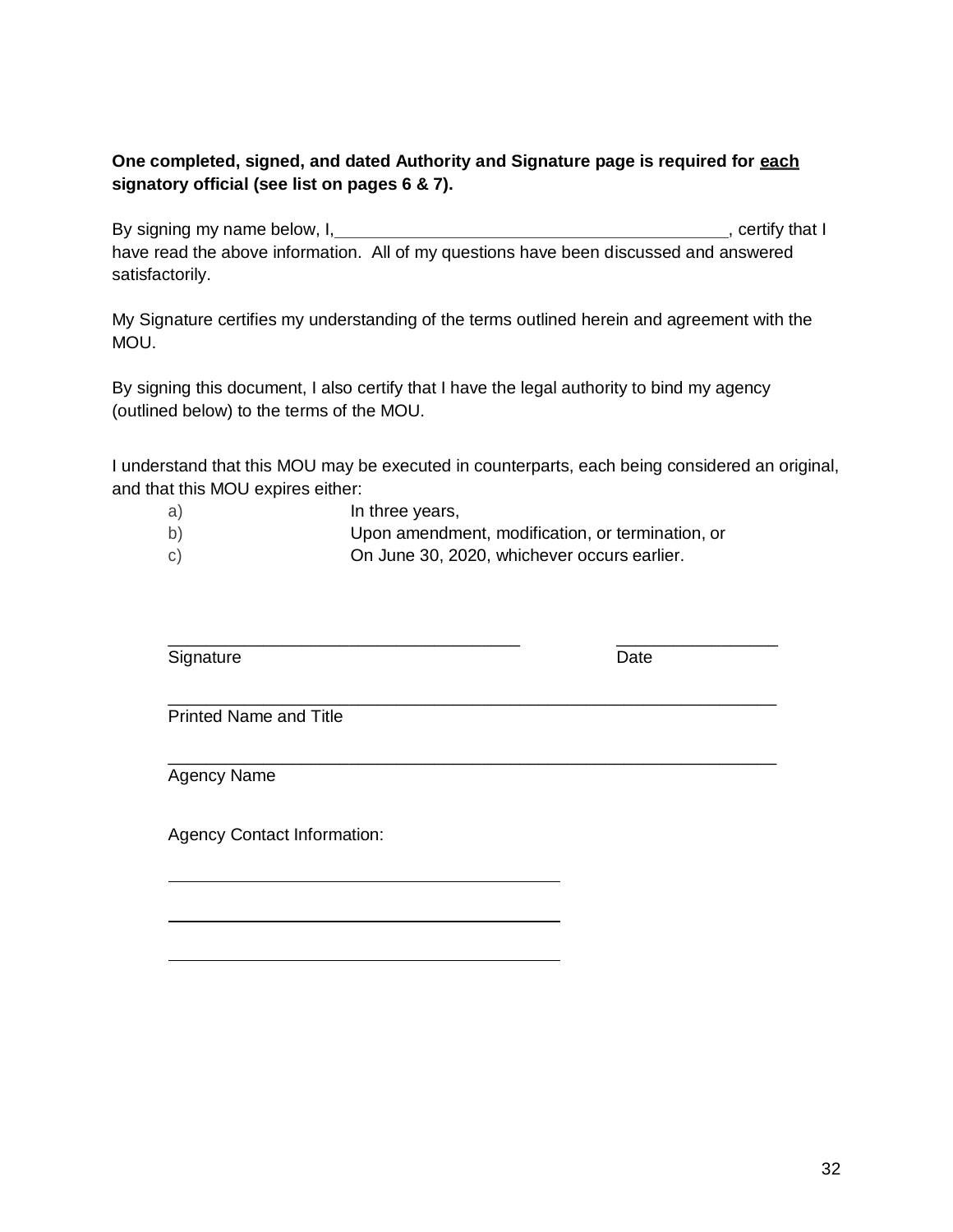**One completed, signed, and dated Authority and Signature page is required for <u>each</u> signatory official (see list on pages 6 & 7).**

By signing my name below, I,\_\_\_\_\_\_\_\_\_\_\_\_\_\_\_\_\_\_\_\_\_\_\_\_\_\_\_\_\_\_\_\_\_\_\_\_\_\_\_\_, certify that I have read the above information. All of my questions have been discussed and answered satisfactorily.

My Signature certifies my understanding of the terms outlined herein and agreement with the MOU.

By signing this document, I also certify that I have the legal authority to bind my agency (outlined below) to the terms of the MOU.

I understand that this MOU may be executed in counterparts, each being considered an original, and that this MOU expires either:

a) In three years,
b) Upon amendment, modification, or termination, or
c) On June 30, 2020, whichever occurs earlier.

\_\_\_\_\_\_\_\_\_\_\_\_\_\_\_\_\_\_\_\_\_\_\_\_\_\_\_\_\_\_\_\_\_\_\_\_ \_\_\_\_\_\_\_\_\_\_\_\_\_\_\_\_\_
Signature Date

\_\_\_\_\_\_\_\_\_\_\_\_\_\_\_\_\_\_\_\_\_\_\_\_\_\_\_\_\_\_\_\_\_\_\_\_\_\_\_\_\_\_\_\_\_\_\_\_\_\_\_\_\_\_\_\_\_\_\_\_\_\_
Printed Name and Title

\_\_\_\_\_\_\_\_\_\_\_\_\_\_\_\_\_\_\_\_\_\_\_\_\_\_\_\_\_\_\_\_\_\_\_\_\_\_\_\_\_\_\_\_\_\_\_\_\_\_\_\_\_\_\_\_\_\_\_\_\_\_
Agency Name

Agency Contact Information:

\_\_\_\_\_\_\_\_\_\_\_\_\_\_\_\_\_\_\_\_\_\_\_\_\_\_\_\_\_\_\_\_\_\_\_\_\_\_\_\_

\_\_\_\_\_\_\_\_\_\_\_\_\_\_\_\_\_\_\_\_\_\_\_\_\_\_\_\_\_\_\_\_\_\_\_\_\_\_\_\_

\_\_\_\_\_\_\_\_\_\_\_\_\_\_\_\_\_\_\_\_\_\_\_\_\_\_\_\_\_\_\_\_\_\_\_\_\_\_\_\_